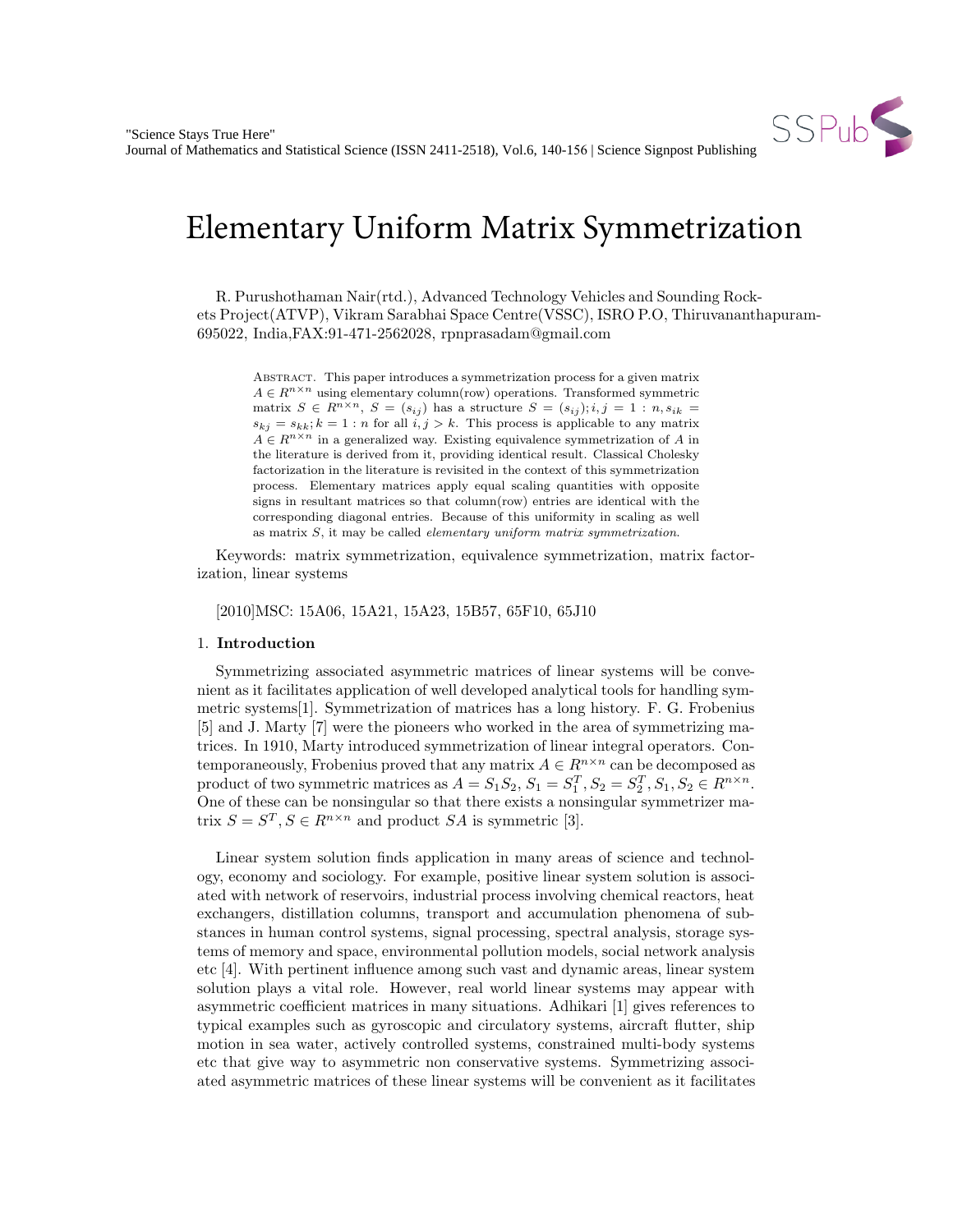# Elementary Uniform Matrix Symmetrization

R. Purushothaman Nair(rtd.), Advanced Technology Vehicles and Sounding Rockets Project(ATVP), Vikram Sarabhai Space Centre(VSSC), ISRO P.O, Thiruvananthapuram-695022, India,FAX:91-471-2562028, rpnprasadam@gmail.com

Abstract. This paper introduces a symmetrization process for a given matrix $A \in R^{n\times n}$ using elementary column(row) operations. Transformed symmetric matrix $S \in R^{n\times n}$, $S = (s_{ij})$ has a structure $S = (s_{ij}); i, j = 1 : n, s_{ik} = s_{kj} = s_{kk}; k = 1 : n$ for all $i, j > k$. This process is applicable to any matrix $A \in R^{n\times n}$ in a generalized way. Existing equivalence symmetrization of $A$ in the literature is derived from it, providing identical result. Classical Cholesky factorization in the literature is revisited in the context of this symmetrization process. Elementary matrices apply equal scaling quantities with opposite signs in resultant matrices so that column(row) entries are identical with the corresponding diagonal entries. Because of this uniformity in scaling as well as matrix $S$, it may be called *elementary uniform matrix symmetrization*.

Keywords: matrix symmetrization, equivalence symmetrization, matrix factorization, linear systems

[2010]MSC: 15A06, 15A21, 15A23, 15B57, 65F10, 65J10

## 1. Introduction

Symmetrizing associated asymmetric matrices of linear systems will be convenient as it facilitates application of well developed analytical tools for handling symmetric systems[1]. Symmetrization of matrices has a long history. F. G. Frobenius [5] and J. Marty [7] were the pioneers who worked in the area of symmetrizing matrices. In 1910, Marty introduced symmetrization of linear integral operators. Contemporaneously, Frobenius proved that any matrix $A \in R^{n\times n}$ can be decomposed as product of two symmetric matrices as $A = S_1S_2$, $S_1 = S_1^T, S_2 = S_2^T, S_1, S_2 \in R^{n\times n}$. One of these can be nonsingular so that there exists a nonsingular symmetrizer matrix $S = S^T, S \in R^{n\times n}$ and product $SA$ is symmetric [3].

Linear system solution finds application in many areas of science and technology, economy and sociology. For example, positive linear system solution is associated with network of reservoirs, industrial process involving chemical reactors, heat exchangers, distillation columns, transport and accumulation phenomena of substances in human control systems, signal processing, spectral analysis, storage systems of memory and space, environmental pollution models, social network analysis etc [4]. With pertinent influence among such vast and dynamic areas, linear system solution plays a vital role. However, real world linear systems may appear with asymmetric coefficient matrices in many situations. Adhikari [1] gives references to typical examples such as gyroscopic and circulatory systems, aircraft flutter, ship motion in sea water, actively controlled systems, constrained multi-body systems etc that give way to asymmetric non conservative systems. Symmetrizing associated asymmetric matrices of these linear systems will be convenient as it facilitates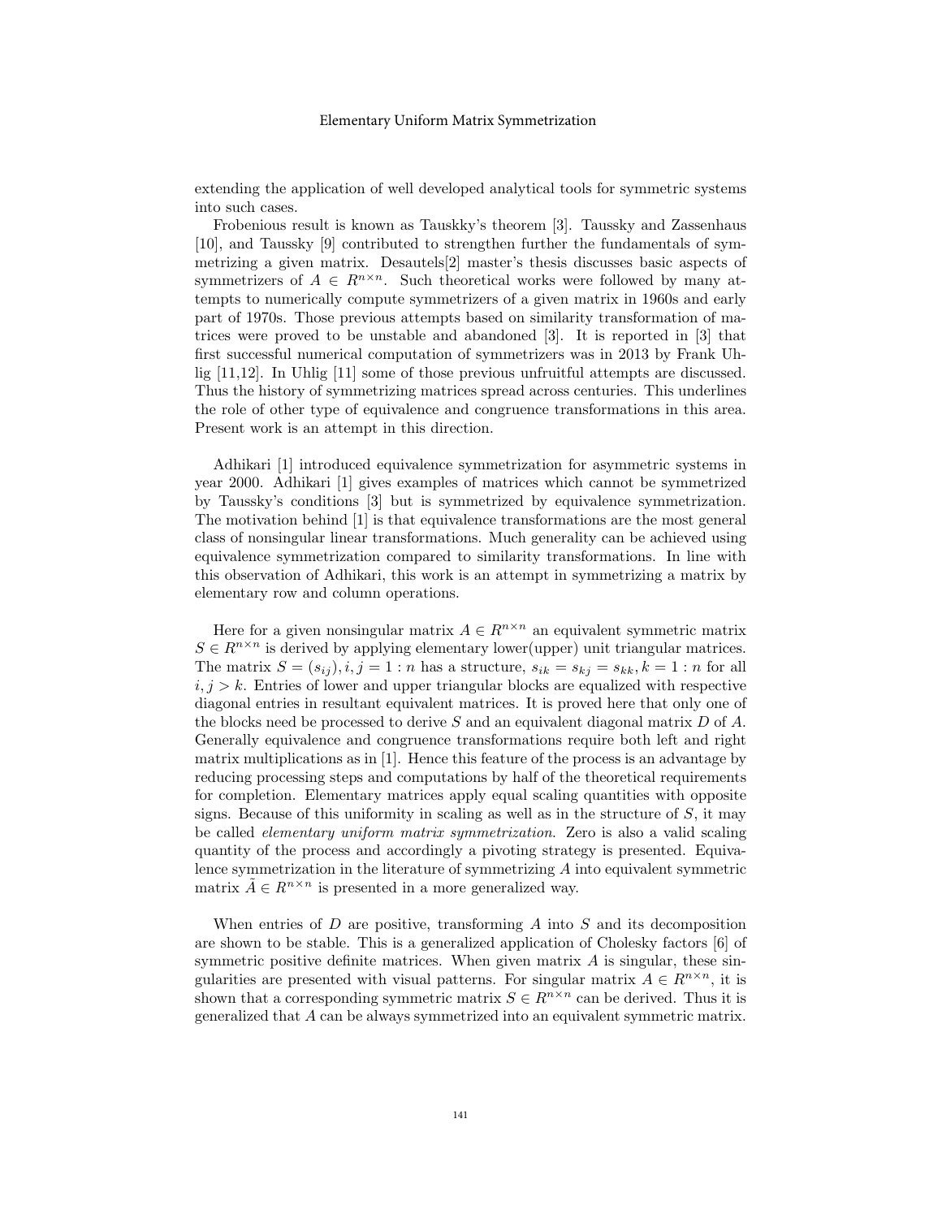extending the application of well developed analytical tools for symmetric systems into such cases.

Frobenious result is known as Tauskky's theorem [3]. Taussky and Zassenhaus [10], and Taussky [9] contributed to strengthen further the fundamentals of symmetrizing a given matrix. Desautels[2] master's thesis discusses basic aspects of symmetrizers of $A \in R^{n \times n}$. Such theoretical works were followed by many attempts to numerically compute symmetrizers of a given matrix in 1960s and early part of 1970s. Those previous attempts based on similarity transformation of matrices were proved to be unstable and abandoned [3]. It is reported in [3] that first successful numerical computation of symmetrizers was in 2013 by Frank Uhlig [11,12]. In Uhlig [11] some of those previous unfruitful attempts are discussed. Thus the history of symmetrizing matrices spread across centuries. This underlines the role of other type of equivalence and congruence transformations in this area. Present work is an attempt in this direction.

Adhikari [1] introduced equivalence symmetrization for asymmetric systems in year 2000. Adhikari [1] gives examples of matrices which cannot be symmetrized by Taussky's conditions [3] but is symmetrized by equivalence symmetrization. The motivation behind [1] is that equivalence transformations are the most general class of nonsingular linear transformations. Much generality can be achieved using equivalence symmetrization compared to similarity transformations. In line with this observation of Adhikari, this work is an attempt in symmetrizing a matrix by elementary row and column operations.

Here for a given nonsingular matrix $A \in R^{n \times n}$ an equivalent symmetric matrix $S \in R^{n \times n}$ is derived by applying elementary lower(upper) unit triangular matrices. The matrix $S = (s_{ij}), i, j = 1:n$ has a structure, $s_{ik} = s_{kj} = s_{kk}, k = 1:n$ for all $i, j > k$. Entries of lower and upper triangular blocks are equalized with respective diagonal entries in resultant equivalent matrices. It is proved here that only one of the blocks need be processed to derive $S$ and an equivalent diagonal matrix $D$ of $A$. Generally equivalence and congruence transformations require both left and right matrix multiplications as in [1]. Hence this feature of the process is an advantage by reducing processing steps and computations by half of the theoretical requirements for completion. Elementary matrices apply equal scaling quantities with opposite signs. Because of this uniformity in scaling as well as in the structure of $S$, it may be called *elementary uniform matrix symmetrization*. Zero is also a valid scaling quantity of the process and accordingly a pivoting strategy is presented. Equivalence symmetrization in the literature of symmetrizing $A$ into equivalent symmetric matrix $\tilde{A} \in R^{n \times n}$ is presented in a more generalized way.

When entries of $D$ are positive, transforming $A$ into $S$ and its decomposition are shown to be stable. This is a generalized application of Cholesky factors [6] of symmetric positive definite matrices. When given matrix $A$ is singular, these singularities are presented with visual patterns. For singular matrix $A \in R^{n \times n}$, it is shown that a corresponding symmetric matrix $S \in R^{n \times n}$ can be derived. Thus it is generalized that $A$ can be always symmetrized into an equivalent symmetric matrix.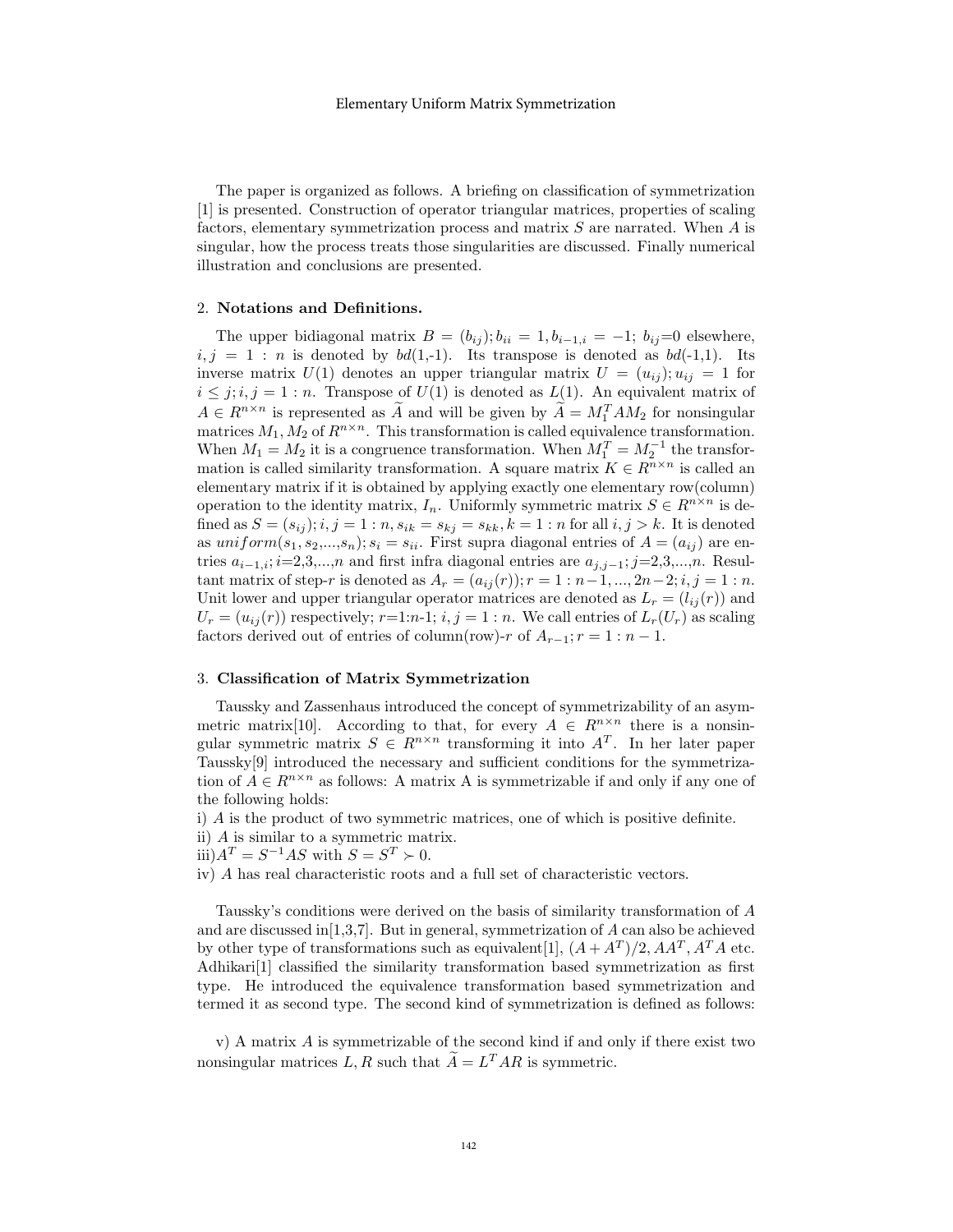The paper is organized as follows. A briefing on classification of symmetrization [1] is presented. Construction of operator triangular matrices, properties of scaling factors, elementary symmetrization process and matrix $S$ are narrated. When $A$ is singular, how the process treats those singularities are discussed. Finally numerical illustration and conclusions are presented.

## 2. **Notations and Definitions.**

The upper bidiagonal matrix $B = (b_{ij}); b_{ii} = 1, b_{i-1,i} = -1;$ $b_{ij}$=0 elsewhere, $i, j = 1 : n$ is denoted by $bd$(1,-1). Its transpose is denoted as $bd$(-1,1). Its inverse matrix $U(1)$ denotes an upper triangular matrix $U = (u_{ij}); u_{ij} = 1$ for $i \leq j; i, j = 1 : n$. Transpose of $U(1)$ is denoted as $L(1)$. An equivalent matrix of $A \in R^{n\times n}$ is represented as $\widetilde{A}$ and will be given by $\widetilde{A} = M_1^T A M_2$ for nonsingular matrices $M_1, M_2$ of $R^{n\times n}$. This transformation is called equivalence transformation. When $M_1 = M_2$ it is a congruence transformation. When $M_1^T = M_2^{-1}$ the transformation is called similarity transformation. A square matrix $K \in R^{n\times n}$ is called an elementary matrix if it is obtained by applying exactly one elementary row(column) operation to the identity matrix, $I_n$. Uniformly symmetric matrix $S \in R^{n\times n}$ is defined as $S = (s_{ij}); i, j = 1 : n, s_{ik} = s_{kj} = s_{kk}, k = 1 : n$ for all $i, j > k$. It is denoted as $uniform(s_1, s_2,...,s_n); s_i = s_{ii}$. First supra diagonal entries of $A = (a_{ij})$ are entries $a_{i-1,i}; i$=2,3,...,$n$ and first infra diagonal entries are $a_{j,j-1}; j$=2,3,...,$n$. Resultant matrix of step-$r$ is denoted as $A_r = (a_{ij}(r)); r = 1 : n-1, ..., 2n-2; i, j = 1 : n$. Unit lower and upper triangular operator matrices are denoted as $L_r = (l_{ij}(r))$ and $U_r = (u_{ij}(r))$ respectively; $r$=1:$n$-1; $i, j = 1 : n$. We call entries of $L_r(U_r)$ as scaling factors derived out of entries of column(row)-$r$ of $A_{r-1}; r = 1 : n-1$.

## 3. **Classification of Matrix Symmetrization**

Taussky and Zassenhaus introduced the concept of symmetrizability of an asymmetric matrix[10]. According to that, for every $A \in R^{n\times n}$ there is a nonsingular symmetric matrix $S \in R^{n\times n}$ transforming it into $A^T$. In her later paper Taussky[9] introduced the necessary and sufficient conditions for the symmetrization of $A \in R^{n\times n}$ as follows: A matrix A is symmetrizable if and only if any one of the following holds:

i) $A$ is the product of two symmetric matrices, one of which is positive definite.
ii) $A$ is similar to a symmetric matrix.
iii)$A^T = S^{-1}AS$ with $S = S^T \succ 0$.
iv) $A$ has real characteristic roots and a full set of characteristic vectors.

Taussky's conditions were derived on the basis of similarity transformation of $A$ and are discussed in[1,3,7]. But in general, symmetrization of $A$ can also be achieved by other type of transformations such as equivalent[1], $(A + A^T)/2, AA^T, A^TA$ etc. Adhikari[1] classified the similarity transformation based symmetrization as first type. He introduced the equivalence transformation based symmetrization and termed it as second type. The second kind of symmetrization is defined as follows:

v) A matrix $A$ is symmetrizable of the second kind if and only if there exist two nonsingular matrices $L, R$ such that $\widetilde{A} = L^TAR$ is symmetric.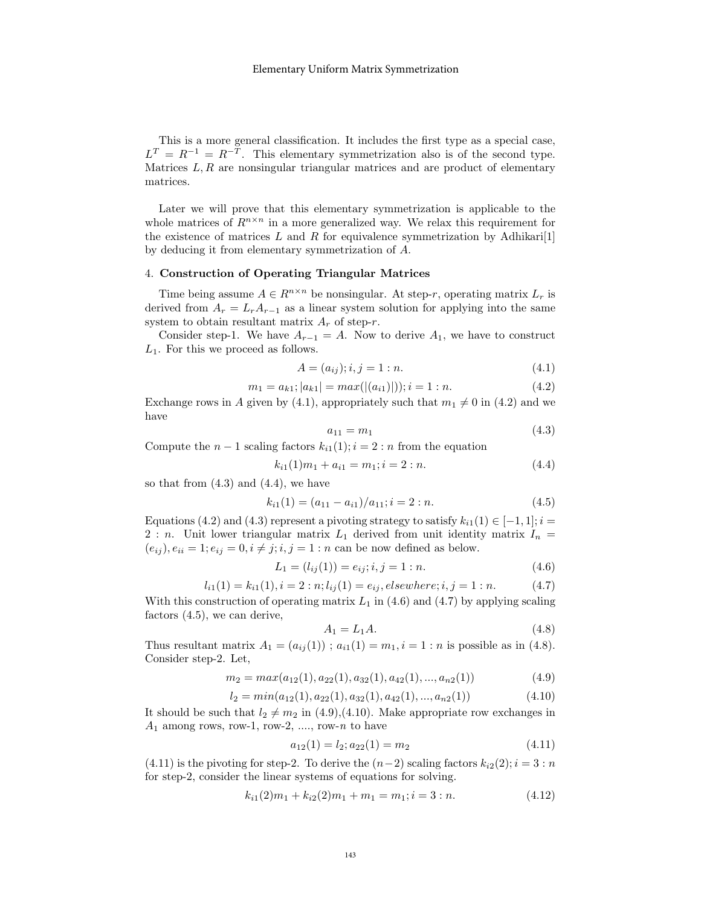This is a more general classification. It includes the first type as a special case, $L^T = R^{-1} = R^{-T}$. This elementary symmetrization also is of the second type. Matrices $L, R$ are nonsingular triangular matrices and are product of elementary matrices.

Later we will prove that this elementary symmetrization is applicable to the whole matrices of $R^{n \times n}$ in a more generalized way. We relax this requirement for the existence of matrices $L$ and $R$ for equivalence symmetrization by Adhikari[1] by deducing it from elementary symmetrization of $A$.

## 4. **Construction of Operating Triangular Matrices**

Time being assume $A \in R^{n \times n}$ be nonsingular. At step-$r$, operating matrix $L_r$ is derived from $A_r = L_r A_{r-1}$ as a linear system solution for applying into the same system to obtain resultant matrix $A_r$ of step-$r$.

Consider step-1. We have $A_{r-1} = A$. Now to derive $A_1$, we have to construct $L_1$. For this we proceed as follows.

$$A = (a_{ij}); i, j = 1 : n. \tag{4.1}$$

$$m_1 = a_{k1}; |a_{k1}| = max(|(a_{i1})|)); i = 1 : n. \tag{4.2}$$

Exchange rows in $A$ given by (4.1), appropriately such that $m_1 \neq 0$ in (4.2) and we have

$$a_{11} = m_1 \tag{4.3}$$

Compute the $n-1$ scaling factors $k_{i1}(1); i = 2 : n$ from the equation

$$k_{i1}(1)m_1 + a_{i1} = m_1; i = 2 : n. \tag{4.4}$$

so that from (4.3) and (4.4), we have

$$k_{i1}(1) = (a_{11} - a_{i1})/a_{11}; i = 2 : n. \tag{4.5}$$

Equations (4.2) and (4.3) represent a pivoting strategy to satisfy $k_{i1}(1) \in [-1, 1]; i = 2 : n$. Unit lower triangular matrix $L_1$ derived from unit identity matrix $I_n = (e_{ij}), e_{ii} = 1; e_{ij} = 0, i \neq j; i, j = 1 : n$ can be now defined as below.

$$L_1 = (l_{ij}(1)) = e_{ij}; i, j = 1 : n. \tag{4.6}$$

$$l_{i1}(1) = k_{i1}(1), i = 2 : n; l_{ij}(1) = e_{ij}, elsewhere; i, j = 1 : n. \tag{4.7}$$

With this construction of operating matrix $L_1$ in (4.6) and (4.7) by applying scaling factors (4.5), we can derive,

$$A_1 = L_1 A. \tag{4.8}$$

Thus resultant matrix $A_1 = (a_{ij}(1))$ ; $a_{i1}(1) = m_1, i = 1 : n$ is possible as in (4.8). Consider step-2. Let,

$$m_2 = max(a_{12}(1), a_{22}(1), a_{32}(1), a_{42}(1), ..., a_{n2}(1)) \tag{4.9}$$

$$l_2 = min(a_{12}(1), a_{22}(1), a_{32}(1), a_{42}(1), ..., a_{n2}(1)) \tag{4.10}$$

It should be such that $l_2 \neq m_2$ in (4.9),(4.10). Make appropriate row exchanges in $A_1$ among rows, row-1, row-2, ...., row-$n$ to have

$$a_{12}(1) = l_2; a_{22}(1) = m_2 \tag{4.11}$$

(4.11) is the pivoting for step-2. To derive the $(n-2)$ scaling factors $k_{i2}(2); i = 3 : n$ for step-2, consider the linear systems of equations for solving.

$$k_{i1}(2)m_1 + k_{i2}(2)m_1 + m_1 = m_1; i = 3 : n. \tag{4.12}$$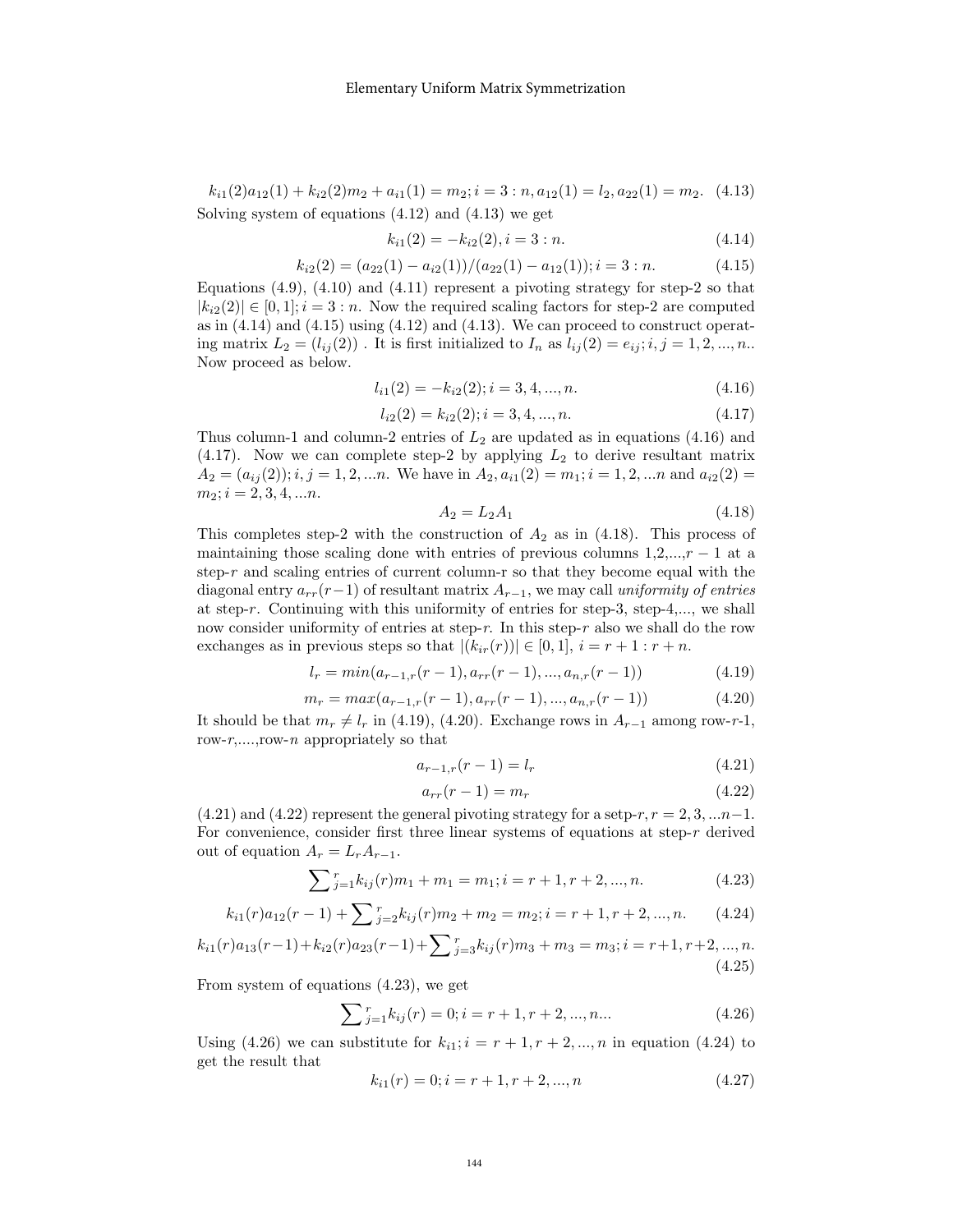$$k_{i1}(2)a_{12}(1) + k_{i2}(2)m_2 + a_{i1}(1) = m_2; i = 3 : n, a_{12}(1) = l_2, a_{22}(1) = m_2. \quad (4.13)$$

Solving system of equations (4.12) and (4.13) we get

$$k_{i1}(2) = -k_{i2}(2), i = 3 : n. \quad (4.14)$$

$$k_{i2}(2) = (a_{22}(1) - a_{i2}(1))/(a_{22}(1) - a_{12}(1)); i = 3 : n. \quad (4.15)$$

Equations (4.9), (4.10) and (4.11) represent a pivoting strategy for step-2 so that $|k_{i2}(2)| \in [0, 1]; i = 3 : n$. Now the required scaling factors for step-2 are computed as in (4.14) and (4.15) using (4.12) and (4.13). We can proceed to construct operating matrix $L_2 = (l_{ij}(2))$ . It is first initialized to $I_n$ as $l_{ij}(2) = e_{ij}; i, j = 1, 2, ..., n$.. Now proceed as below.

$$l_{i1}(2) = -k_{i2}(2); i = 3, 4, ..., n. \quad (4.16)$$

$$l_{i2}(2) = k_{i2}(2); i = 3, 4, ..., n. \quad (4.17)$$

Thus column-1 and column-2 entries of $L_2$ are updated as in equations (4.16) and (4.17). Now we can complete step-2 by applying $L_2$ to derive resultant matrix $A_2 = (a_{ij}(2)); i, j = 1, 2, ...n$. We have in $A_2, a_{i1}(2) = m_1; i = 1, 2, ...n$ and $a_{i2}(2) = m_2; i = 2, 3, 4, ...n$.

$$A_2 = L_2 A_1 \quad (4.18)$$

This completes step-2 with the construction of $A_2$ as in (4.18). This process of maintaining those scaling done with entries of previous columns 1,2,...,$r-1$ at a step-$r$ and scaling entries of current column-r so that they become equal with the diagonal entry $a_{rr}(r-1)$ of resultant matrix $A_{r-1}$, we may call *uniformity of entries* at step-$r$. Continuing with this uniformity of entries for step-3, step-4,..., we shall now consider uniformity of entries at step-$r$. In this step-$r$ also we shall do the row exchanges as in previous steps so that $|(k_{ir}(r))| \in [0, 1]$, $i = r + 1 : r + n$.

$$l_r = min(a_{r-1,r}(r-1), a_{rr}(r-1), ..., a_{n,r}(r-1)) \quad (4.19)$$

$$m_r = max(a_{r-1,r}(r-1), a_{rr}(r-1), ..., a_{n,r}(r-1)) \quad (4.20)$$

It should be that $m_r \neq l_r$ in (4.19), (4.20). Exchange rows in $A_{r-1}$ among row-$r$-1, row-$r$,....,row-$n$ appropriately so that

$$a_{r-1,r}(r-1) = l_r \quad (4.21)$$

$$a_{rr}(r-1) = m_r \quad (4.22)$$

(4.21) and (4.22) represent the general pivoting strategy for a setp-$r, r = 2, 3, ...n-1$. For convenience, consider first three linear systems of equations at step-$r$ derived out of equation $A_r = L_r A_{r-1}$.

$$\sum\nolimits_{j=1}^{r} k_{ij}(r)m_1 + m_1 = m_1; i = r + 1, r + 2, ..., n. \quad (4.23)$$

$$k_{i1}(r)a_{12}(r-1) + \sum\nolimits_{j=2}^{r} k_{ij}(r)m_2 + m_2 = m_2; i = r + 1, r + 2, ..., n. \quad (4.24)$$

$$k_{i1}(r)a_{13}(r-1) + k_{i2}(r)a_{23}(r-1) + \sum\nolimits_{j=3}^{r} k_{ij}(r)m_3 + m_3 = m_3; i = r+1, r+2, ..., n. \quad (4.25)$$

From system of equations (4.23), we get

$$\sum\nolimits_{j=1}^{r} k_{ij}(r) = 0; i = r + 1, r + 2, ..., n... \quad (4.26)$$

Using (4.26) we can substitute for $k_{i1}; i = r + 1, r + 2, ..., n$ in equation (4.24) to get the result that

$$k_{i1}(r) = 0; i = r + 1, r + 2, ..., n \quad (4.27)$$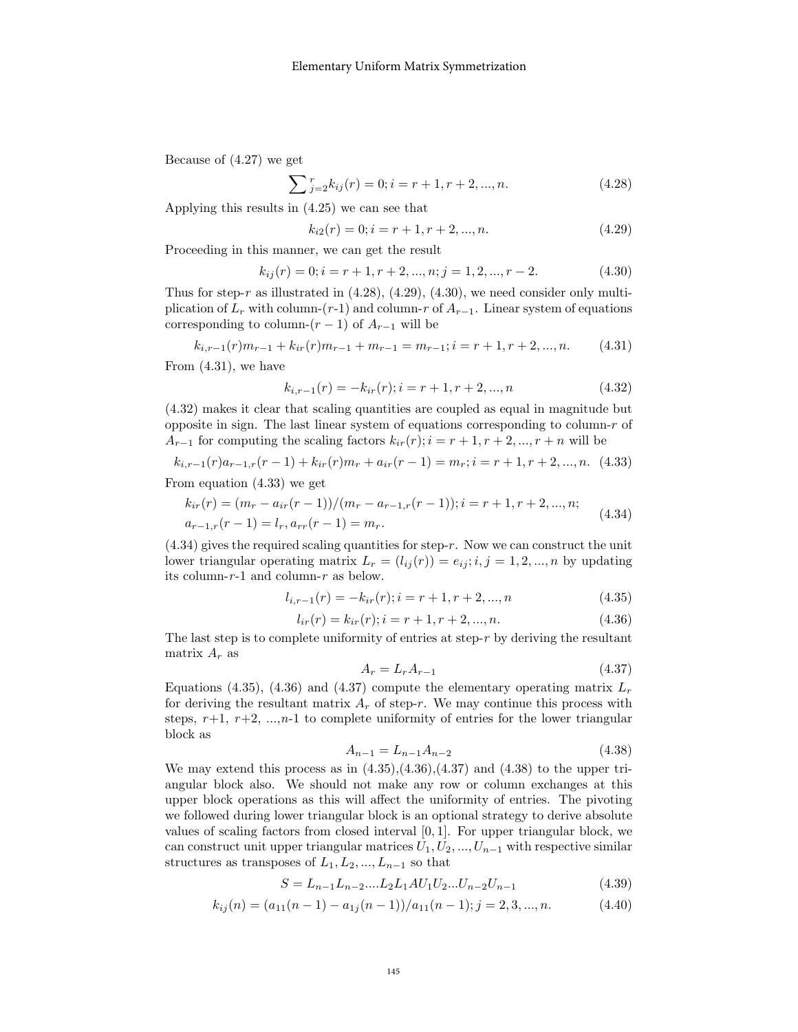Because of (4.27) we get

$$\sum{}_{j=2}^{r} k_{ij}(r) = 0; i = r+1, r+2, ..., n. \tag{4.28}$$

Applying this results in (4.25) we can see that

$$k_{i2}(r) = 0; i = r+1, r+2, ..., n. \tag{4.29}$$

Proceeding in this manner, we can get the result

$$k_{ij}(r) = 0; i = r+1, r+2, ..., n; j = 1, 2, ..., r-2. \tag{4.30}$$

Thus for step-$r$ as illustrated in (4.28), (4.29), (4.30), we need consider only multiplication of $L_r$ with column-($r$-1) and column-$r$ of $A_{r-1}$. Linear system of equations corresponding to column-$(r-1)$ of $A_{r-1}$ will be

$$k_{i,r-1}(r)m_{r-1} + k_{ir}(r)m_{r-1} + m_{r-1} = m_{r-1}; i = r+1, r+2, ..., n. \tag{4.31}$$

From (4.31), we have

$$k_{i,r-1}(r) = -k_{ir}(r); i = r+1, r+2, ..., n \tag{4.32}$$

(4.32) makes it clear that scaling quantities are coupled as equal in magnitude but opposite in sign. The last linear system of equations corresponding to column-$r$ of $A_{r-1}$ for computing the scaling factors $k_{ir}(r); i = r+1, r+2, ..., r+n$ will be

$$k_{i,r-1}(r)a_{r-1,r}(r-1) + k_{ir}(r)m_r + a_{ir}(r-1) = m_r; i = r+1, r+2, ..., n. \tag{4.33}$$

From equation (4.33) we get

$$\begin{aligned} &k_{ir}(r) = (m_r - a_{ir}(r-1))/(m_r - a_{r-1,r}(r-1)); i = r+1, r+2, ..., n; \\ &a_{r-1,r}(r-1) = l_r, a_{rr}(r-1) = m_r. \end{aligned} \tag{4.34}$$

(4.34) gives the required scaling quantities for step-$r$. Now we can construct the unit lower triangular operating matrix $L_r = (l_{ij}(r)) = e_{ij}; i, j = 1, 2, ..., n$ by updating its column-$r$-1 and column-$r$ as below.

$$l_{i,r-1}(r) = -k_{ir}(r); i = r+1, r+2, ..., n \tag{4.35}$$

$$l_{ir}(r) = k_{ir}(r); i = r+1, r+2, ..., n. \tag{4.36}$$

The last step is to complete uniformity of entries at step-$r$ by deriving the resultant matrix $A_r$ as

$$A_r = L_r A_{r-1} \tag{4.37}$$

Equations (4.35), (4.36) and (4.37) compute the elementary operating matrix $L_r$ for deriving the resultant matrix $A_r$ of step-$r$. We may continue this process with steps, $r$+1, $r$+2, ...,$n$-1 to complete uniformity of entries for the lower triangular block as

$$A_{n-1} = L_{n-1} A_{n-2} \tag{4.38}$$

We may extend this process as in (4.35),(4.36),(4.37) and (4.38) to the upper triangular block also. We should not make any row or column exchanges at this upper block operations as this will affect the uniformity of entries. The pivoting we followed during lower triangular block is an optional strategy to derive absolute values of scaling factors from closed interval $[0, 1]$. For upper triangular block, we can construct unit upper triangular matrices $U_1, U_2, ..., U_{n-1}$ with respective similar structures as transposes of $L_1, L_2, ..., L_{n-1}$ so that

$$S = L_{n-1}L_{n-2}....L_2 L_1 A U_1 U_2 ... U_{n-2} U_{n-1} \tag{4.39}$$

$$k_{ij}(n) = (a_{11}(n-1) - a_{1j}(n-1))/a_{11}(n-1); j = 2, 3, ..., n. \tag{4.40}$$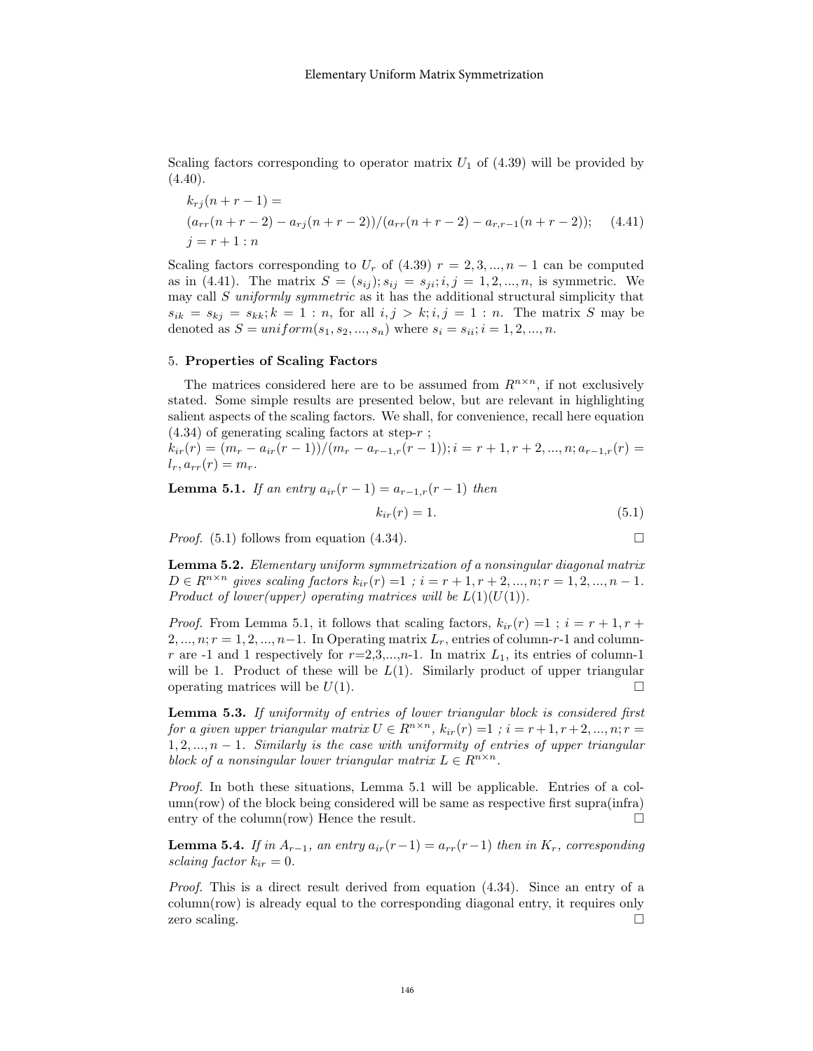Scaling factors corresponding to operator matrix $U_1$ of (4.39) will be provided by (4.40).

$$
\begin{aligned}
&k_{rj}(n+r-1) = \\
&(a_{rr}(n+r-2) - a_{rj}(n+r-2))/(a_{rr}(n+r-2) - a_{r,r-1}(n+r-2)); \quad (4.41) \\
&j = r+1 : n
\end{aligned}
$$

Scaling factors corresponding to $U_r$ of (4.39) $r = 2, 3, ..., n-1$ can be computed as in (4.41). The matrix $S = (s_{ij}); s_{ij} = s_{ji}; i, j = 1, 2, ..., n$, is symmetric. We may call $S$ *uniformly symmetric* as it has the additional structural simplicity that $s_{ik} = s_{kj} = s_{kk}; k = 1 : n$, for all $i, j > k; i, j = 1 : n$. The matrix $S$ may be denoted as $S = uniform(s_1, s_2, ..., s_n)$ where $s_i = s_{ii}; i = 1, 2, ..., n$.

## 5. **Properties of Scaling Factors**

The matrices considered here are to be assumed from $R^{n\times n}$, if not exclusively stated. Some simple results are presented below, but are relevant in highlighting salient aspects of the scaling factors. We shall, for convenience, recall here equation (4.34) of generating scaling factors at step-$r$ ;
$k_{ir}(r) = (m_r - a_{ir}(r-1))/(m_r - a_{r-1,r}(r-1)); i = r+1, r+2, ..., n; a_{r-1,r}(r) = l_r, a_{rr}(r) = m_r$.

**Lemma 5.1.** *If an entry $a_{ir}(r-1) = a_{r-1,r}(r-1)$ then*

$$k_{ir}(r) = 1. \quad (5.1)$$

*Proof.* (5.1) follows from equation (4.34). □

**Lemma 5.2.** *Elementary uniform symmetrization of a nonsingular diagonal matrix $D \in R^{n\times n}$ gives scaling factors $k_{ir}(r) = 1$ ; $i = r+1, r+2, ..., n; r = 1, 2, ..., n-1$. Product of lower(upper) operating matrices will be $L(1)(U(1))$.*

*Proof.* From Lemma 5.1, it follows that scaling factors, $k_{ir}(r) = 1$ ; $i = r+1, r+2, ..., n; r = 1, 2, ..., n-1$. In Operating matrix $L_r$, entries of column-$r$-1 and column-$r$ are -1 and 1 respectively for $r$=2,3,...,$n$-1. In matrix $L_1$, its entries of column-1 will be 1. Product of these will be $L(1)$. Similarly product of upper triangular operating matrices will be $U(1)$. □

**Lemma 5.3.** *If uniformity of entries of lower triangular block is considered first for a given upper triangular matrix $U \in R^{n\times n}$, $k_{ir}(r) = 1$ ; $i = r+1, r+2, ..., n; r = 1, 2, ..., n-1$. Similarly is the case with uniformity of entries of upper triangular block of a nonsingular lower triangular matrix $L \in R^{n\times n}$.*

*Proof.* In both these situations, Lemma 5.1 will be applicable. Entries of a column(row) of the block being considered will be same as respective first supra(infra) entry of the column(row) Hence the result. □

**Lemma 5.4.** *If in $A_{r-1}$, an entry $a_{ir}(r-1) = a_{rr}(r-1)$ then in $K_r$, corresponding sclaing factor $k_{ir} = 0$.*

*Proof.* This is a direct result derived from equation (4.34). Since an entry of a column(row) is already equal to the corresponding diagonal entry, it requires only zero scaling. □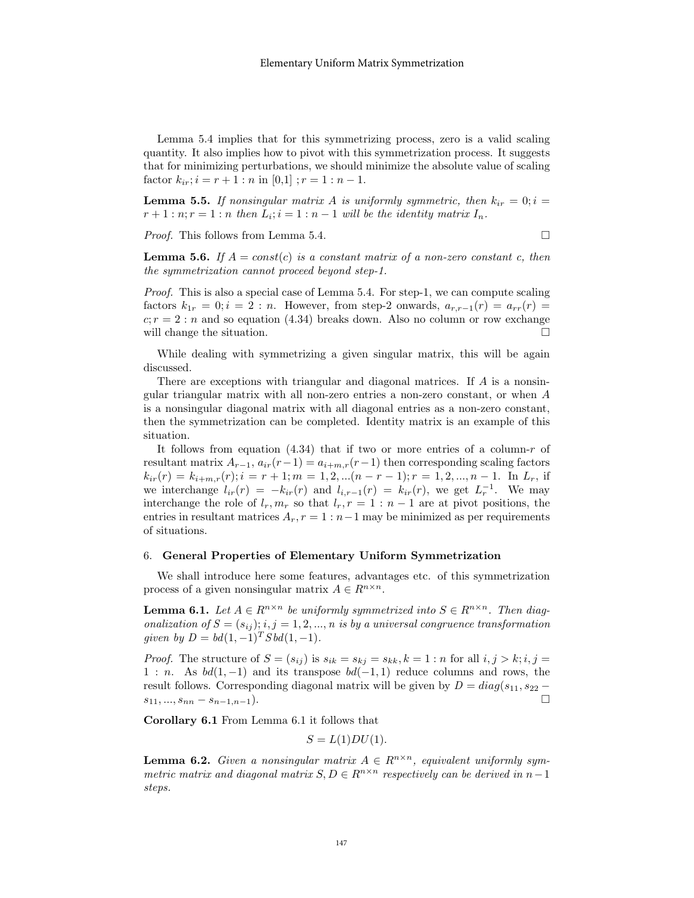Lemma 5.4 implies that for this symmetrizing process, zero is a valid scaling quantity. It also implies how to pivot with this symmetrization process. It suggests that for minimizing perturbations, we should minimize the absolute value of scaling factor $k_{ir}; i = r+1:n$ in [0,1] ; $r = 1:n-1$.

**Lemma 5.5.** *If nonsingular matrix $A$ is uniformly symmetric, then $k_{ir} = 0; i = r+1:n; r = 1:n$ then $L_i; i = 1:n-1$ will be the identity matrix $I_n$.*

*Proof.* This follows from Lemma 5.4. □

**Lemma 5.6.** *If $A = const(c)$ is a constant matrix of a non-zero constant c, then the symmetrization cannot proceed beyond step-1.*

*Proof.* This is also a special case of Lemma 5.4. For step-1, we can compute scaling factors $k_{1r} = 0; i = 2:n$. However, from step-2 onwards, $a_{r,r-1}(r) = a_{rr}(r) = c; r = 2:n$ and so equation (4.34) breaks down. Also no column or row exchange will change the situation. □

While dealing with symmetrizing a given singular matrix, this will be again discussed.

There are exceptions with triangular and diagonal matrices. If $A$ is a nonsingular triangular matrix with all non-zero entries a non-zero constant, or when $A$ is a nonsingular diagonal matrix with all diagonal entries as a non-zero constant, then the symmetrization can be completed. Identity matrix is an example of this situation.

It follows from equation (4.34) that if two or more entries of a column-$r$ of resultant matrix $A_{r-1}$, $a_{ir}(r-1) = a_{i+m,r}(r-1)$ then corresponding scaling factors $k_{ir}(r) = k_{i+m,r}(r); i = r+1; m = 1,2,...(n-r-1); r = 1,2,...,n-1$. In $L_r$, if we interchange $l_{ir}(r) = -k_{ir}(r)$ and $l_{i,r-1}(r) = k_{ir}(r)$, we get $L_r^{-1}$. We may interchange the role of $l_r, m_r$ so that $l_r, r = 1:n-1$ are at pivot positions, the entries in resultant matrices $A_r, r = 1:n-1$ may be minimized as per requirements of situations.

## 6. General Properties of Elementary Uniform Symmetrization

We shall introduce here some features, advantages etc. of this symmetrization process of a given nonsingular matrix $A \in R^{n\times n}$.

**Lemma 6.1.** *Let $A \in R^{n\times n}$ be uniformly symmetrized into $S \in R^{n\times n}$. Then diagonalization of $S = (s_{ij}); i,j = 1,2,...,n$ is by a universal congruence transformation given by $D = bd(1,-1)^T S\, bd(1,-1)$.*

*Proof.* The structure of $S = (s_{ij})$ is $s_{ik} = s_{kj} = s_{kk}, k = 1:n$ for all $i,j > k; i,j = 1:n$. As $bd(1,-1)$ and its transpose $bd(-1,1)$ reduce columns and rows, the result follows. Corresponding diagonal matrix will be given by $D = diag(s_{11}, s_{22} - s_{11}, ..., s_{nn} - s_{n-1,n-1})$. □

**Corollary 6.1** From Lemma 6.1 it follows that

$$S = L(1)DU(1).$$

**Lemma 6.2.** *Given a nonsingular matrix $A \in R^{n\times n}$, equivalent uniformly symmetric matrix and diagonal matrix $S, D \in R^{n\times n}$ respectively can be derived in $n-1$ steps.*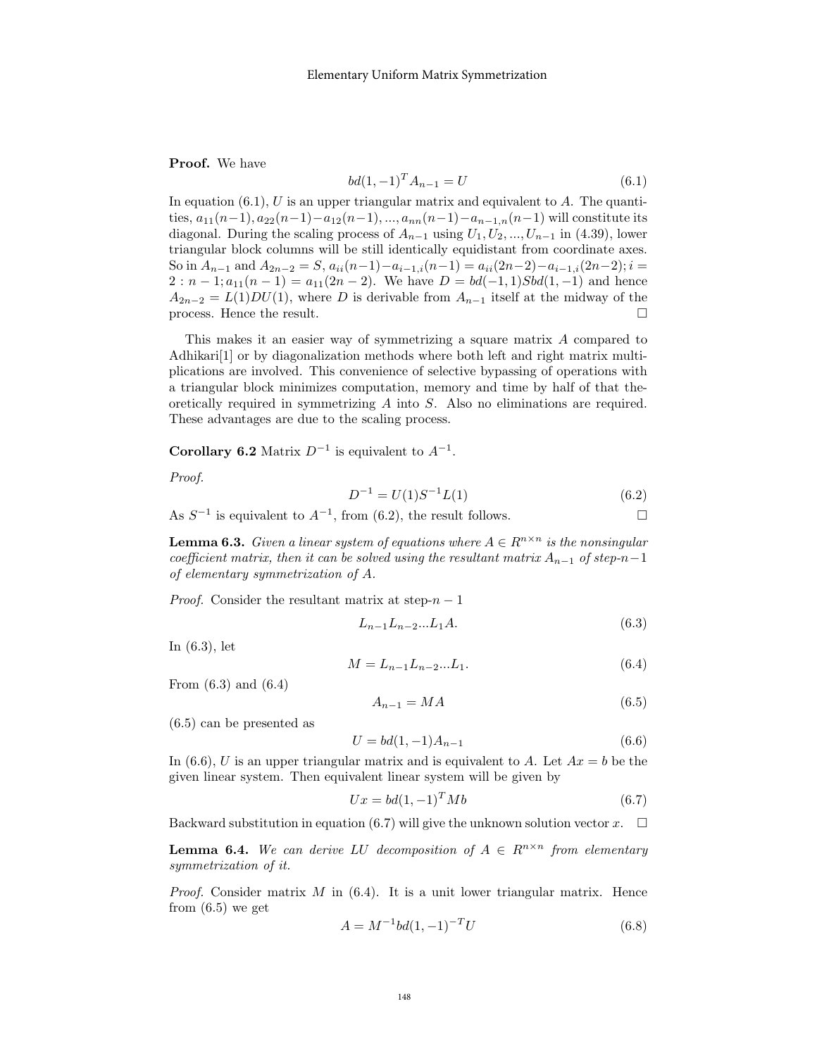**Proof.** We have

$$bd(1,-1)^T A_{n-1} = U \tag{6.1}$$

In equation (6.1), $U$ is an upper triangular matrix and equivalent to $A$. The quantities, $a_{11}(n-1), a_{22}(n-1) - a_{12}(n-1), ..., a_{nn}(n-1) - a_{n-1,n}(n-1)$ will constitute its diagonal. During the scaling process of $A_{n-1}$ using $U_1, U_2, ..., U_{n-1}$ in (4.39), lower triangular block columns will be still identically equidistant from coordinate axes. So in $A_{n-1}$ and $A_{2n-2} = S$, $a_{ii}(n-1) - a_{i-1,i}(n-1) = a_{ii}(2n-2) - a_{i-1,i}(2n-2); i = 2 : n-1; a_{11}(n-1) = a_{11}(2n-2)$. We have $D = bd(-1,1)Sbd(1,-1)$ and hence $A_{2n-2} = L(1)DU(1)$, where $D$ is derivable from $A_{n-1}$ itself at the midway of the process. Hence the result. □

This makes it an easier way of symmetrizing a square matrix $A$ compared to Adhikari[1] or by diagonalization methods where both left and right matrix multiplications are involved. This convenience of selective bypassing of operations with a triangular block minimizes computation, memory and time by half of that theoretically required in symmetrizing $A$ into $S$. Also no eliminations are required. These advantages are due to the scaling process.

**Corollary 6.2** Matrix $D^{-1}$ is equivalent to $A^{-1}$.

*Proof.*

$$D^{-1} = U(1)S^{-1}L(1) \tag{6.2}$$

As $S^{-1}$ is equivalent to $A^{-1}$, from (6.2), the result follows. □

**Lemma 6.3.** *Given a linear system of equations where $A \in R^{n \times n}$ is the nonsingular coefficient matrix, then it can be solved using the resultant matrix $A_{n-1}$ of step-$n-1$ of elementary symmetrization of $A$.*

*Proof.* Consider the resultant matrix at step-$n-1$

$$L_{n-1}L_{n-2}...L_1A. \tag{6.3}$$

In (6.3), let

$$M = L_{n-1}L_{n-2}...L_1. \tag{6.4}$$

From (6.3) and (6.4)

$$A_{n-1} = MA \tag{6.5}$$

(6.5) can be presented as

$$U = bd(1,-1)A_{n-1} \tag{6.6}$$

In (6.6), $U$ is an upper triangular matrix and is equivalent to $A$. Let $Ax = b$ be the given linear system. Then equivalent linear system will be given by

$$Ux = bd(1,-1)^T Mb \tag{6.7}$$

Backward substitution in equation (6.7) will give the unknown solution vector $x$. □

**Lemma 6.4.** *We can derive LU decomposition of $A \in R^{n \times n}$ from elementary symmetrization of it.*

*Proof.* Consider matrix $M$ in (6.4). It is a unit lower triangular matrix. Hence from (6.5) we get

$$A = M^{-1}bd(1,-1)^{-T}U \tag{6.8}$$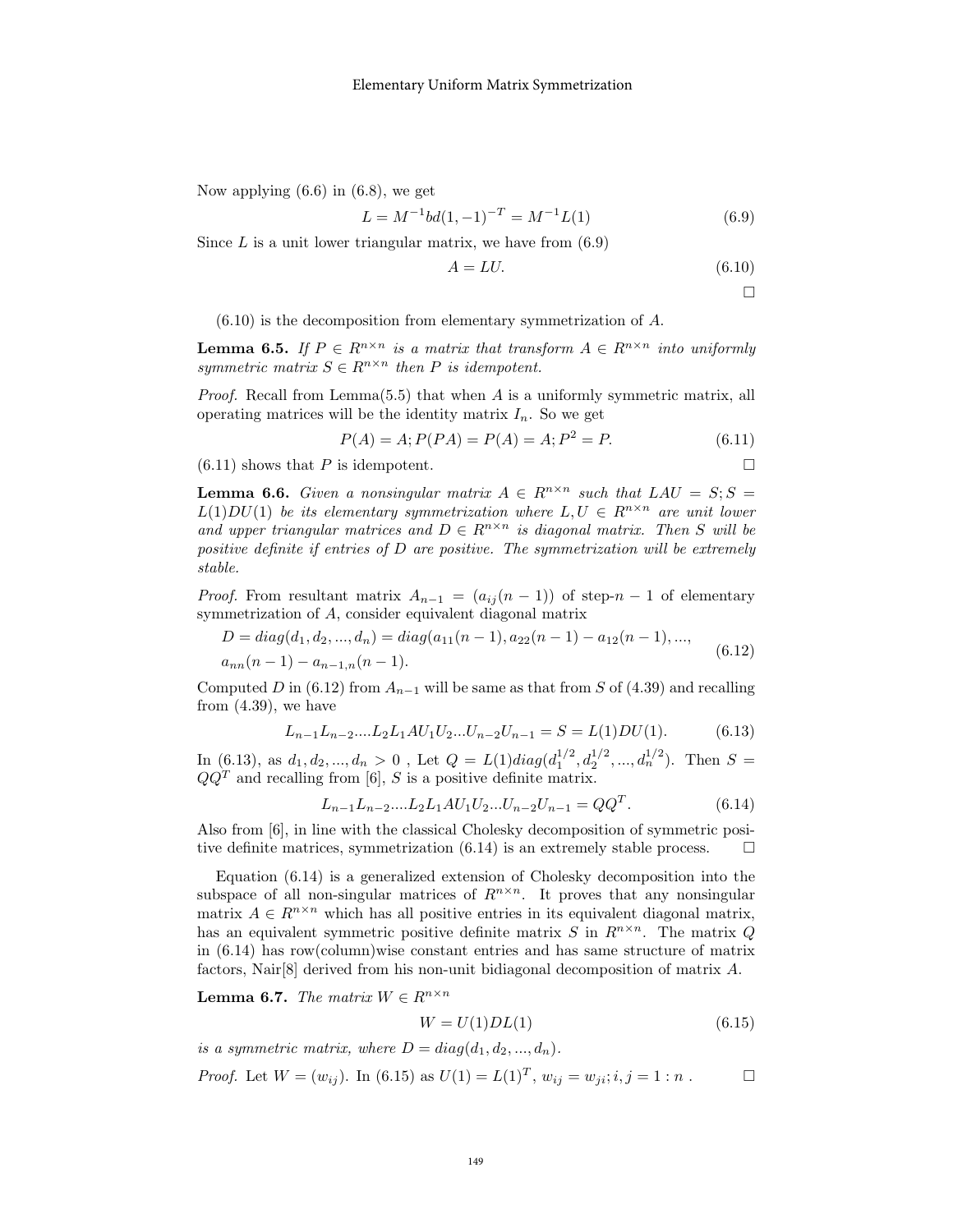Now applying (6.6) in (6.8), we get

$$L = M^{-1}bd(1,-1)^{-T} = M^{-1}L(1) \tag{6.9}$$

Since $L$ is a unit lower triangular matrix, we have from (6.9)

$$A = LU. \tag{6.10}$$

□

(6.10) is the decomposition from elementary symmetrization of $A$.

**Lemma 6.5.** *If $P \in R^{n\times n}$ is a matrix that transform $A \in R^{n\times n}$ into uniformly symmetric matrix $S \in R^{n\times n}$ then $P$ is idempotent.*

*Proof.* Recall from Lemma(5.5) that when $A$ is a uniformly symmetric matrix, all operating matrices will be the identity matrix $I_n$. So we get

$$P(A) = A; P(PA) = P(A) = A; P^2 = P. \tag{6.11}$$

(6.11) shows that $P$ is idempotent. □

**Lemma 6.6.** *Given a nonsingular matrix $A \in R^{n\times n}$ such that $LAU = S; S = L(1)DU(1)$ be its elementary symmetrization where $L, U \in R^{n\times n}$ are unit lower and upper triangular matrices and $D \in R^{n\times n}$ is diagonal matrix. Then $S$ will be positive definite if entries of $D$ are positive. The symmetrization will be extremely stable.*

*Proof.* From resultant matrix $A_{n-1} = (a_{ij}(n-1))$ of step-$n-1$ of elementary symmetrization of $A$, consider equivalent diagonal matrix

$$\begin{aligned} D = diag(d_1, d_2, ..., d_n) = diag(a_{11}(n-1), a_{22}(n-1) - a_{12}(n-1), ..., \\ a_{nn}(n-1) - a_{n-1,n}(n-1). \end{aligned} \tag{6.12}$$

Computed $D$ in (6.12) from $A_{n-1}$ will be same as that from $S$ of (4.39) and recalling from (4.39), we have

$$L_{n-1}L_{n-2}....L_2L_1AU_1U_2...U_{n-2}U_{n-1} = S = L(1)DU(1). \tag{6.13}$$

In (6.13), as $d_1, d_2, ..., d_n > 0$ , Let $Q = L(1)diag(d_1^{1/2}, d_2^{1/2}, ..., d_n^{1/2})$. Then $S = QQ^T$ and recalling from [6], $S$ is a positive definite matrix.

$$L_{n-1}L_{n-2}....L_2L_1AU_1U_2...U_{n-2}U_{n-1} = QQ^T. \tag{6.14}$$

Also from [6], in line with the classical Cholesky decomposition of symmetric positive definite matrices, symmetrization (6.14) is an extremely stable process. □

Equation (6.14) is a generalized extension of Cholesky decomposition into the subspace of all non-singular matrices of $R^{n\times n}$. It proves that any nonsingular matrix $A \in R^{n\times n}$ which has all positive entries in its equivalent diagonal matrix, has an equivalent symmetric positive definite matrix $S$ in $R^{n\times n}$. The matrix $Q$ in (6.14) has row(column)wise constant entries and has same structure of matrix factors, Nair[8] derived from his non-unit bidiagonal decomposition of matrix $A$.

**Lemma 6.7.** *The matrix $W \in R^{n\times n}$*

$$W = U(1)DL(1) \tag{6.15}$$

*is a symmetric matrix, where $D = diag(d_1, d_2, ..., d_n)$.*

*Proof.* Let $W = (w_{ij})$. In (6.15) as $U(1) = L(1)^T$, $w_{ij} = w_{ji}; i, j = 1 : n$ . □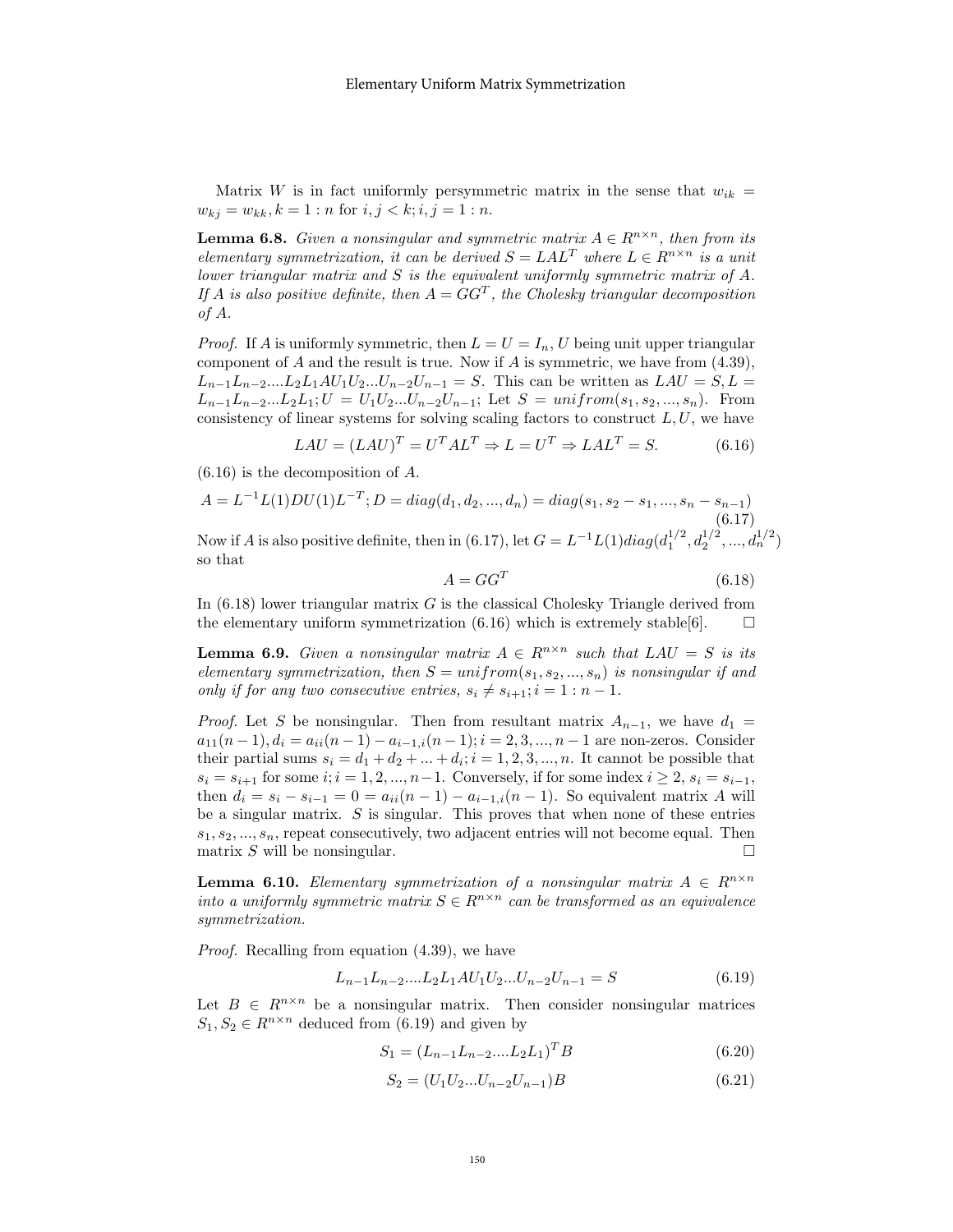Matrix $W$ is in fact uniformly persymmetric matrix in the sense that $w_{ik} = w_{kj} = w_{kk}, k = 1 : n$ for $i, j < k; i, j = 1 : n$.

**Lemma 6.8.** *Given a nonsingular and symmetric matrix $A \in R^{n\times n}$, then from its elementary symmetrization, it can be derived $S = LAL^T$ where $L \in R^{n\times n}$ is a unit lower triangular matrix and $S$ is the equivalent uniformly symmetric matrix of $A$. If $A$ is also positive definite, then $A = GG^T$, the Cholesky triangular decomposition of $A$.*

*Proof.* If $A$ is uniformly symmetric, then $L = U = I_n$, $U$ being unit upper triangular component of $A$ and the result is true. Now if $A$ is symmetric, we have from (4.39), $L_{n-1}L_{n-2}....L_2L_1AU_1U_2...U_{n-2}U_{n-1} = S$. This can be written as $LAU = S, L = L_{n-1}L_{n-2}...L_2L_1; U = U_1U_2...U_{n-2}U_{n-1}$; Let $S = unifrom(s_1, s_2, ..., s_n)$. From consistency of linear systems for solving scaling factors to construct $L, U$, we have

$$LAU = (LAU)^T = U^TAL^T \Rightarrow L = U^T \Rightarrow LAL^T = S. \tag{6.16}$$

(6.16) is the decomposition of $A$.

$$A = L^{-1}L(1)DU(1)L^{-T}; D = diag(d_1, d_2, ..., d_n) = diag(s_1, s_2 - s_1, ..., s_n - s_{n-1}) \tag{6.17}$$

Now if $A$ is also positive definite, then in (6.17), let $G = L^{-1}L(1)diag(d_1^{1/2}, d_2^{1/2}, ..., d_n^{1/2})$ so that

$$A = GG^T \tag{6.18}$$

In (6.18) lower triangular matrix $G$ is the classical Cholesky Triangle derived from the elementary uniform symmetrization (6.16) which is extremely stable[6]. □

**Lemma 6.9.** *Given a nonsingular matrix $A \in R^{n\times n}$ such that $LAU = S$ is its elementary symmetrization, then $S = unifrom(s_1, s_2, ..., s_n)$ is nonsingular if and only if for any two consecutive entries, $s_i \neq s_{i+1}; i = 1 : n - 1$.*

*Proof.* Let $S$ be nonsingular. Then from resultant matrix $A_{n-1}$, we have $d_1 = a_{11}(n-1), d_i = a_{ii}(n-1) - a_{i-1,i}(n-1); i = 2, 3, ..., n-1$ are non-zeros. Consider their partial sums $s_i = d_1 + d_2 + ... + d_i; i = 1, 2, 3, ..., n$. It cannot be possible that $s_i = s_{i+1}$ for some $i; i = 1, 2, ..., n-1$. Conversely, if for some index $i \geq 2$, $s_i = s_{i-1}$, then $d_i = s_i - s_{i-1} = 0 = a_{ii}(n-1) - a_{i-1,i}(n-1)$. So equivalent matrix $A$ will be a singular matrix. $S$ is singular. This proves that when none of these entries $s_1, s_2, ..., s_n$, repeat consecutively, two adjacent entries will not become equal. Then matrix $S$ will be nonsingular. □

**Lemma 6.10.** *Elementary symmetrization of a nonsingular matrix $A \in R^{n\times n}$ into a uniformly symmetric matrix $S \in R^{n\times n}$ can be transformed as an equivalence symmetrization.*

*Proof.* Recalling from equation (4.39), we have

$$L_{n-1}L_{n-2}....L_2L_1AU_1U_2...U_{n-2}U_{n-1} = S \tag{6.19}$$

Let $B \in R^{n\times n}$ be a nonsingular matrix. Then consider nonsingular matrices $S_1, S_2 \in R^{n\times n}$ deduced from (6.19) and given by

$$S_1 = (L_{n-1}L_{n-2}....L_2L_1)^TB \tag{6.20}$$

$$S_2 = (U_1U_2...U_{n-2}U_{n-1})B \tag{6.21}$$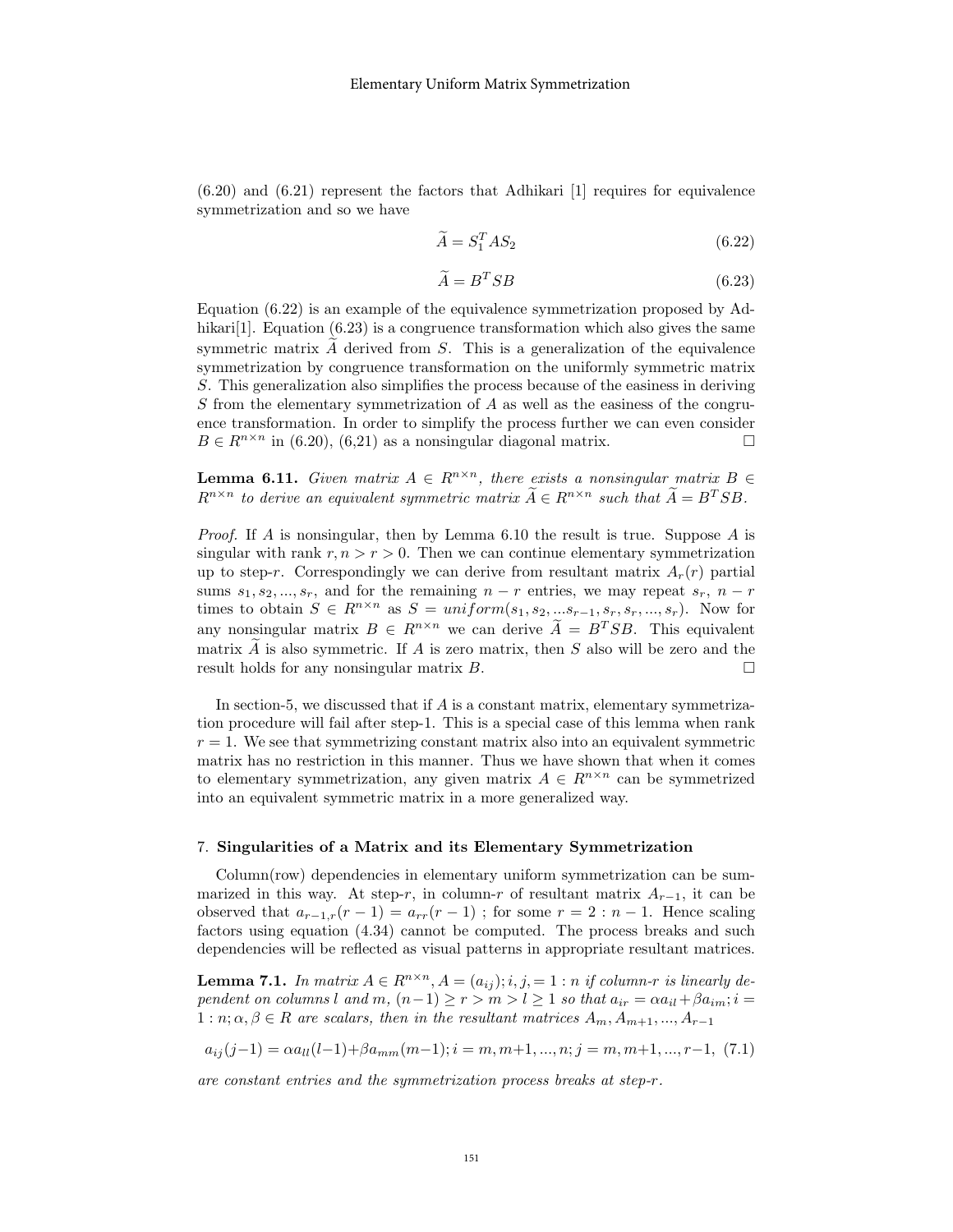(6.20) and (6.21) represent the factors that Adhikari [1] requires for equivalence symmetrization and so we have

$$\widetilde{A} = S_1^T A S_2 \tag{6.22}$$

$$\widetilde{A} = B^T S B \tag{6.23}$$

Equation (6.22) is an example of the equivalence symmetrization proposed by Adhikari[1]. Equation (6.23) is a congruence transformation which also gives the same symmetric matrix $\widetilde{A}$ derived from $S$. This is a generalization of the equivalence symmetrization by congruence transformation on the uniformly symmetric matrix $S$. This generalization also simplifies the process because of the easiness in deriving $S$ from the elementary symmetrization of $A$ as well as the easiness of the congruence transformation. In order to simplify the process further we can even consider $B \in R^{n \times n}$ in (6.20), (6,21) as a nonsingular diagonal matrix. □

**Lemma 6.11.** *Given matrix $A \in R^{n \times n}$, there exists a nonsingular matrix $B \in R^{n \times n}$ to derive an equivalent symmetric matrix $\widetilde{A} \in R^{n \times n}$ such that $\widetilde{A} = B^T S B$.*

*Proof.* If $A$ is nonsingular, then by Lemma 6.10 the result is true. Suppose $A$ is singular with rank $r, n > r > 0$. Then we can continue elementary symmetrization up to step-$r$. Correspondingly we can derive from resultant matrix $A_r(r)$ partial sums $s_1, s_2, ..., s_r$, and for the remaining $n - r$ entries, we may repeat $s_r$, $n - r$ times to obtain $S \in R^{n \times n}$ as $S = uniform(s_1, s_2, ...s_{r-1}, s_r, s_r, ..., s_r)$. Now for any nonsingular matrix $B \in R^{n \times n}$ we can derive $\widetilde{A} = B^T S B$. This equivalent matrix $\widetilde{A}$ is also symmetric. If $A$ is zero matrix, then $S$ also will be zero and the result holds for any nonsingular matrix $B$. □

In section-5, we discussed that if $A$ is a constant matrix, elementary symmetrization procedure will fail after step-1. This is a special case of this lemma when rank $r = 1$. We see that symmetrizing constant matrix also into an equivalent symmetric matrix has no restriction in this manner. Thus we have shown that when it comes to elementary symmetrization, any given matrix $A \in R^{n \times n}$ can be symmetrized into an equivalent symmetric matrix in a more generalized way.

## 7. Singularities of a Matrix and its Elementary Symmetrization

Column(row) dependencies in elementary uniform symmetrization can be summarized in this way. At step-$r$, in column-$r$ of resultant matrix $A_{r-1}$, it can be observed that $a_{r-1,r}(r-1) = a_{rr}(r-1)$ ; for some $r = 2 : n - 1$. Hence scaling factors using equation (4.34) cannot be computed. The process breaks and such dependencies will be reflected as visual patterns in appropriate resultant matrices.

**Lemma 7.1.** *In matrix $A \in R^{n \times n}, A = (a_{ij}); i, j, = 1 : n$ if column-$r$ is linearly dependent on columns $l$ and $m$, $(n-1) \geq r > m > l \geq 1$ so that $a_{ir} = \alpha a_{il} + \beta a_{im}; i = 1 : n; \alpha, \beta \in R$ are scalars, then in the resultant matrices $A_m, A_{m+1}, ..., A_{r-1}$*

$$a_{ij}(j-1) = \alpha a_{ll}(l-1) + \beta a_{mm}(m-1); i = m, m+1, ..., n; j = m, m+1, ..., r-1, \tag{7.1}$$

*are constant entries and the symmetrization process breaks at step-$r$.*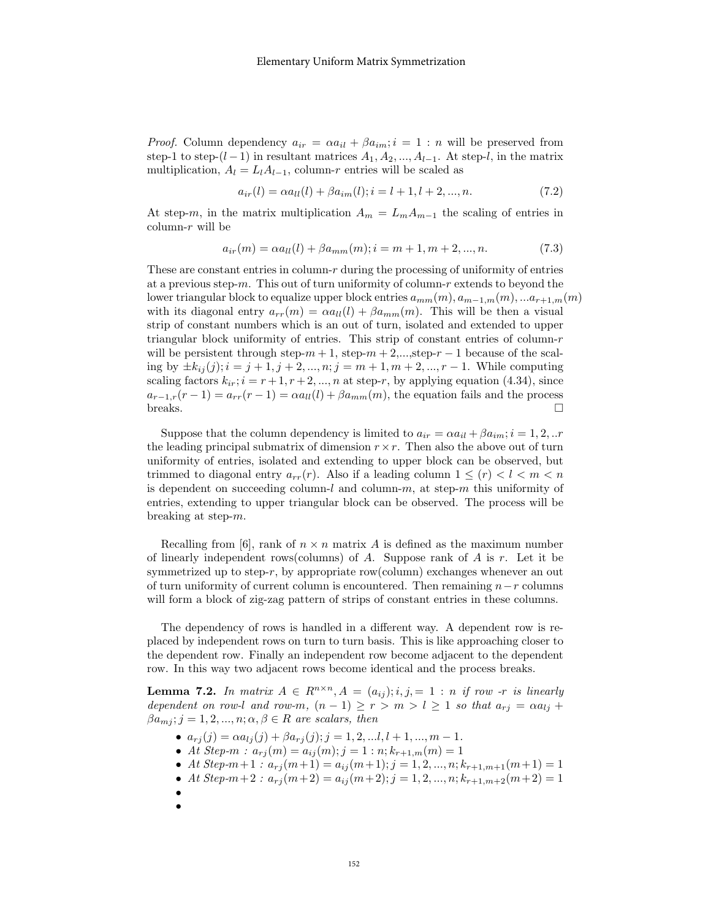*Proof.* Column dependency $a_{ir} = \alpha a_{il} + \beta a_{im}; i = 1 : n$ will be preserved from step-1 to step-$(l-1)$ in resultant matrices $A_1, A_2, ..., A_{l-1}$. At step-$l$, in the matrix multiplication, $A_l = L_l A_{l-1}$, column-$r$ entries will be scaled as

$$a_{ir}(l) = \alpha a_{ll}(l) + \beta a_{im}(l); i = l+1, l+2, ..., n. \tag{7.2}$$

At step-$m$, in the matrix multiplication $A_m = L_m A_{m-1}$ the scaling of entries in column-$r$ will be

$$a_{ir}(m) = \alpha a_{ll}(l) + \beta a_{mm}(m); i = m+1, m+2, ..., n. \tag{7.3}$$

These are constant entries in column-$r$ during the processing of uniformity of entries at a previous step-$m$. This out of turn uniformity of column-$r$ extends to beyond the lower triangular block to equalize upper block entries $a_{mm}(m), a_{m-1,m}(m), ...a_{r+1,m}(m)$ with its diagonal entry $a_{rr}(m) = \alpha a_{ll}(l) + \beta a_{mm}(m)$. This will be then a visual strip of constant numbers which is an out of turn, isolated and extended to upper triangular block uniformity of entries. This strip of constant entries of column-$r$ will be persistent through step-$m+1$, step-$m+2$,...,step-$r-1$ because of the scaling by $\pm k_{ij}(j); i = j+1, j+2, ..., n; j = m+1, m+2, ..., r-1$. While computing scaling factors $k_{ir}; i = r+1, r+2, ..., n$ at step-$r$, by applying equation (4.34), since $a_{r-1,r}(r-1) = a_{rr}(r-1) = \alpha a_{ll}(l) + \beta a_{mm}(m)$, the equation fails and the process breaks. □

Suppose that the column dependency is limited to $a_{ir} = \alpha a_{il} + \beta a_{im}; i = 1, 2, ..r$ the leading principal submatrix of dimension $r \times r$. Then also the above out of turn uniformity of entries, isolated and extending to upper block can be observed, but trimmed to diagonal entry $a_{rr}(r)$. Also if a leading column $1 \leq (r) < l < m < n$ is dependent on succeeding column-$l$ and column-$m$, at step-$m$ this uniformity of entries, extending to upper triangular block can be observed. The process will be breaking at step-$m$.

Recalling from [6], rank of $n \times n$ matrix $A$ is defined as the maximum number of linearly independent rows(columns) of $A$. Suppose rank of $A$ is $r$. Let it be symmetrized up to step-$r$, by appropriate row(column) exchanges whenever an out of turn uniformity of current column is encountered. Then remaining $n-r$ columns will form a block of zig-zag pattern of strips of constant entries in these columns.

The dependency of rows is handled in a different way. A dependent row is replaced by independent rows on turn to turn basis. This is like approaching closer to the dependent row. Finally an independent row become adjacent to the dependent row. In this way two adjacent rows become identical and the process breaks.

**Lemma 7.2.** *In matrix $A \in R^{n \times n}, A = (a_{ij}); i, j, = 1 : n$ if row -$r$ is linearly dependent on row-$l$ and row-$m$, $(n-1) \geq r > m > l \geq 1$ so that $a_{rj} = \alpha a_{lj} + \beta a_{mj}; j = 1, 2, ..., n; \alpha, \beta \in R$ are scalars, then*

- $a_{rj}(j) = \alpha a_{lj}(j) + \beta a_{rj}(j); j = 1, 2, ...l, l+1, ..., m-1.$
- *At Step-$m$ : $a_{rj}(m) = a_{ij}(m); j = 1 : n; k_{r+1,m}(m) = 1$*
- *At Step-$m+1$ : $a_{rj}(m+1) = a_{ij}(m+1); j = 1, 2, ..., n; k_{r+1,m+1}(m+1) = 1$*
- *At Step-$m+2$ : $a_{rj}(m+2) = a_{ij}(m+2); j = 1, 2, ..., n; k_{r+1,m+2}(m+2) = 1$*
- 
-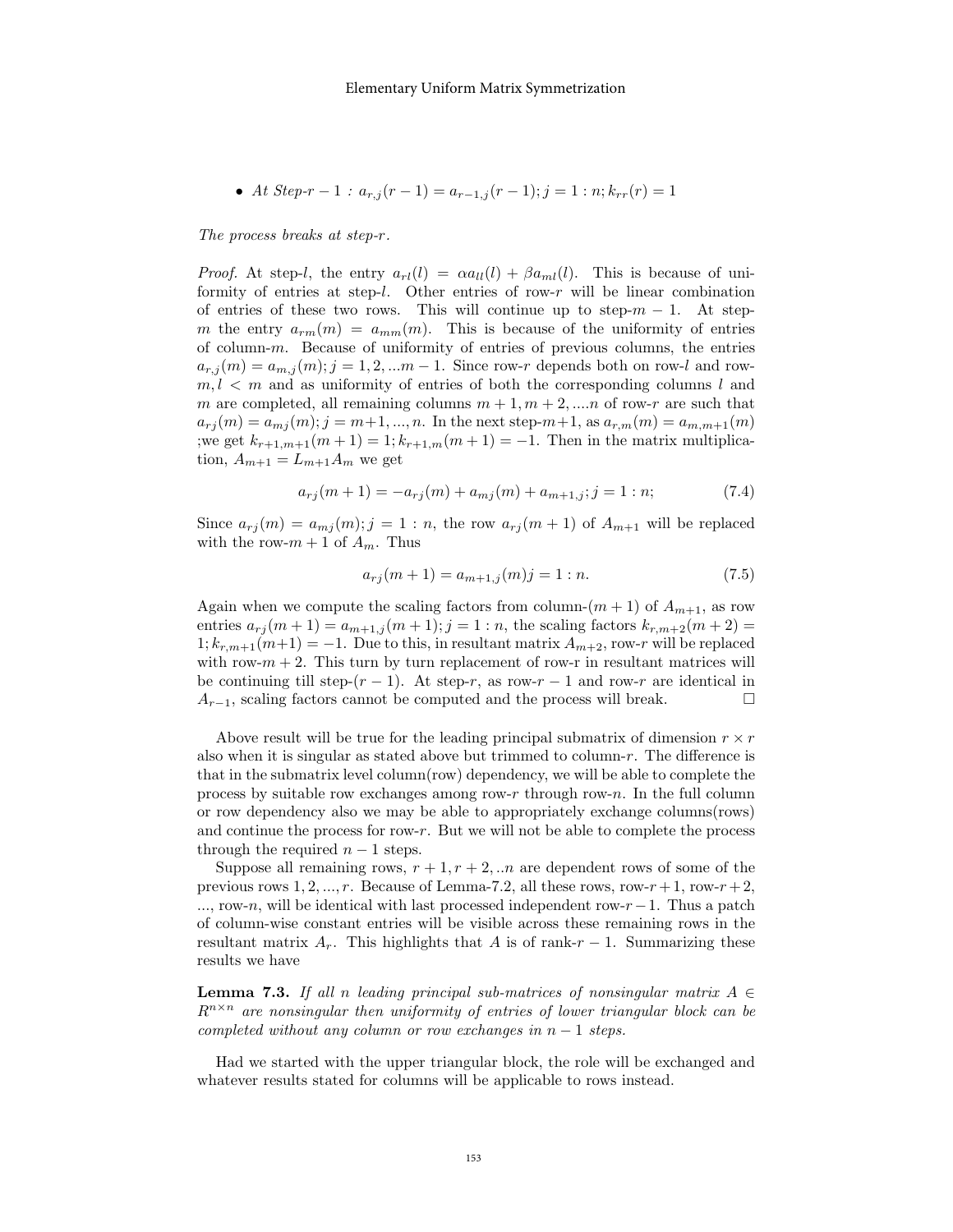- *At Step-$r-1$ : $a_{r,j}(r-1) = a_{r-1,j}(r-1); j = 1:n; k_{rr}(r) = 1$*

*The process breaks at step-$r$.*

*Proof.* At step-$l$, the entry $a_{rl}(l) = \alpha a_{ll}(l) + \beta a_{ml}(l)$. This is because of uniformity of entries at step-$l$. Other entries of row-$r$ will be linear combination of entries of these two rows. This will continue up to step-$m-1$. At step-$m$ the entry $a_{rm}(m) = a_{mm}(m)$. This is because of the uniformity of entries of column-$m$. Because of uniformity of entries of previous columns, the entries $a_{r,j}(m) = a_{m,j}(m); j = 1, 2, ...m-1$. Since row-$r$ depends both on row-$l$ and row-$m, l < m$ and as uniformity of entries of both the corresponding columns $l$ and $m$ are completed, all remaining columns $m+1, m+2, ....n$ of row-$r$ are such that $a_{rj}(m) = a_{mj}(m); j = m+1, ..., n$. In the next step-$m+1$, as $a_{r,m}(m) = a_{m,m+1}(m)$ ;we get $k_{r+1,m+1}(m+1) = 1; k_{r+1,m}(m+1) = -1$. Then in the matrix multiplication, $A_{m+1} = L_{m+1}A_m$ we get

$$a_{rj}(m+1) = -a_{rj}(m) + a_{mj}(m) + a_{m+1,j}; j = 1:n; \tag{7.4}$$

Since $a_{rj}(m) = a_{mj}(m); j = 1:n$, the row $a_{rj}(m+1)$ of $A_{m+1}$ will be replaced with the row-$m+1$ of $A_m$. Thus

$$a_{rj}(m+1) = a_{m+1,j}(m) j = 1:n. \tag{7.5}$$

Again when we compute the scaling factors from column-$(m+1)$ of $A_{m+1}$, as row entries $a_{rj}(m+1) = a_{m+1,j}(m+1); j = 1:n$, the scaling factors $k_{r,m+2}(m+2) = 1; k_{r,m+1}(m+1) = -1$. Due to this, in resultant matrix $A_{m+2}$, row-$r$ will be replaced with row-$m+2$. This turn by turn replacement of row-r in resultant matrices will be continuing till step-$(r-1)$. At step-$r$, as row-$r-1$ and row-$r$ are identical in $A_{r-1}$, scaling factors cannot be computed and the process will break. □

Above result will be true for the leading principal submatrix of dimension $r \times r$ also when it is singular as stated above but trimmed to column-$r$. The difference is that in the submatrix level column(row) dependency, we will be able to complete the process by suitable row exchanges among row-$r$ through row-$n$. In the full column or row dependency also we may be able to appropriately exchange columns(rows) and continue the process for row-$r$. But we will not be able to complete the process through the required $n-1$ steps.

Suppose all remaining rows, $r+1, r+2, ..n$ are dependent rows of some of the previous rows $1, 2, ..., r$. Because of Lemma-7.2, all these rows, row-$r+1$, row-$r+2$, ..., row-$n$, will be identical with last processed independent row-$r-1$. Thus a patch of column-wise constant entries will be visible across these remaining rows in the resultant matrix $A_r$. This highlights that $A$ is of rank-$r-1$. Summarizing these results we have

**Lemma 7.3.** *If all $n$ leading principal sub-matrices of nonsingular matrix $A \in R^{n\times n}$ are nonsingular then uniformity of entries of lower triangular block can be completed without any column or row exchanges in $n-1$ steps.*

Had we started with the upper triangular block, the role will be exchanged and whatever results stated for columns will be applicable to rows instead.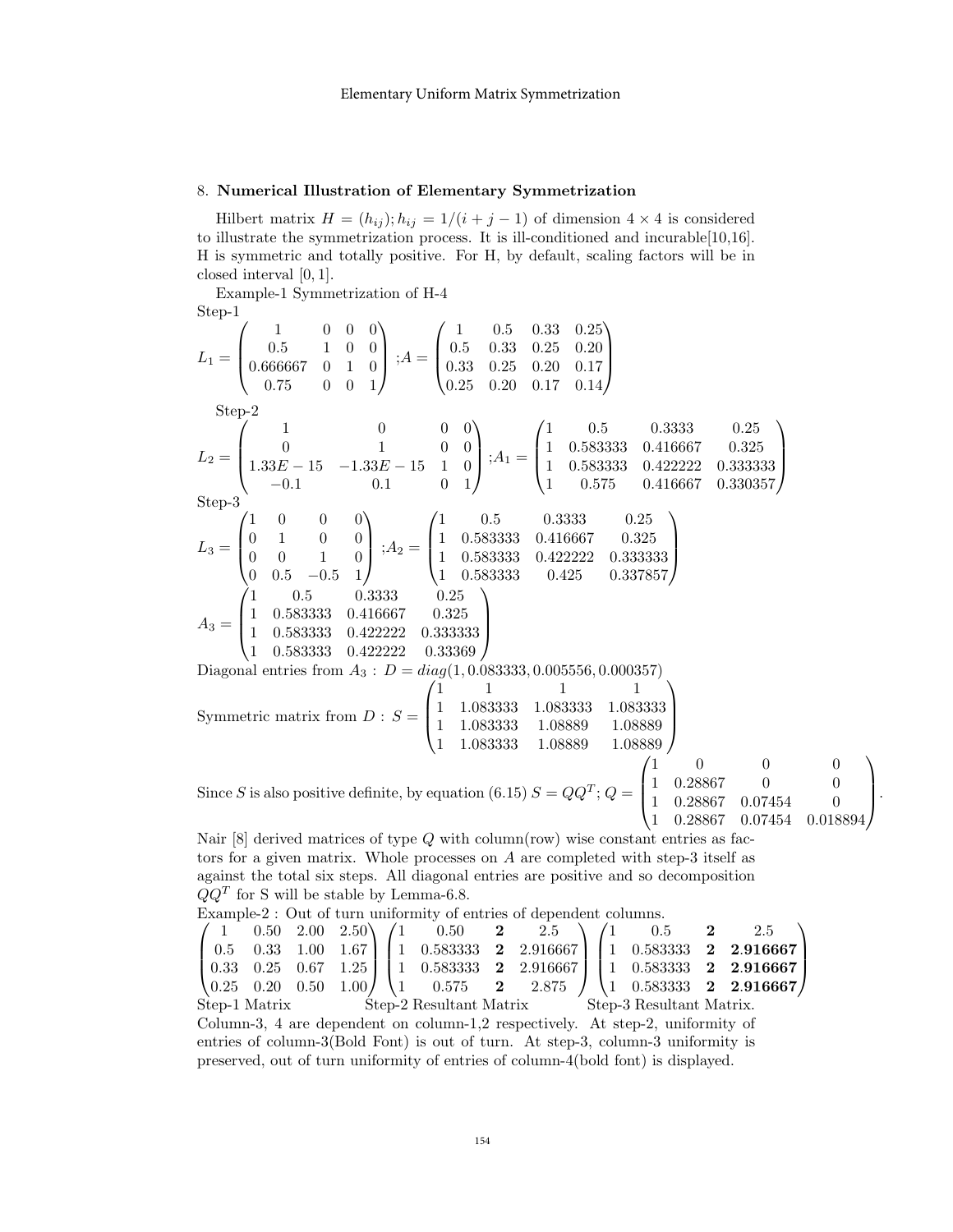## 8. **Numerical Illustration of Elementary Symmetrization**

Hilbert matrix $H = (h_{ij}); h_{ij} = 1/(i+j-1)$ of dimension $4 \times 4$ is considered to illustrate the symmetrization process. It is ill-conditioned and incurable[10,16]. H is symmetric and totally positive. For H, by default, scaling factors will be in closed interval $[0, 1]$.

Example-1 Symmetrization of H-4

Step-1

$$L_1 = \begin{pmatrix} 1 & 0 & 0 & 0 \\ 0.5 & 1 & 0 & 0 \\ 0.666667 & 0 & 1 & 0 \\ 0.75 & 0 & 0 & 1 \end{pmatrix}; A = \begin{pmatrix} 1 & 0.5 & 0.33 & 0.25 \\ 0.5 & 0.33 & 0.25 & 0.20 \\ 0.33 & 0.25 & 0.20 & 0.17 \\ 0.25 & 0.20 & 0.17 & 0.14 \end{pmatrix}$$

Step-2

$$L_2 = \begin{pmatrix} 1 & 0 & 0 & 0 \\ 0 & 1 & 0 & 0 \\ 1.33E-15 & -1.33E-15 & 1 & 0 \\ -0.1 & 0.1 & 0 & 1 \end{pmatrix}; A_1 = \begin{pmatrix} 1 & 0.5 & 0.3333 & 0.25 \\ 1 & 0.583333 & 0.416667 & 0.325 \\ 1 & 0.583333 & 0.422222 & 0.333333 \\ 1 & 0.575 & 0.416667 & 0.330357 \end{pmatrix}$$

Step-3

$$L_3 = \begin{pmatrix} 1 & 0 & 0 & 0 \\ 0 & 1 & 0 & 0 \\ 0 & 0 & 1 & 0 \\ 0 & 0.5 & -0.5 & 1 \end{pmatrix}; A_2 = \begin{pmatrix} 1 & 0.5 & 0.3333 & 0.25 \\ 1 & 0.583333 & 0.416667 & 0.325 \\ 1 & 0.583333 & 0.422222 & 0.333333 \\ 1 & 0.583333 & 0.425 & 0.337857 \end{pmatrix}$$

$$A_3 = \begin{pmatrix} 1 & 0.5 & 0.3333 & 0.25 \\ 1 & 0.583333 & 0.416667 & 0.325 \\ 1 & 0.583333 & 0.422222 & 0.333333 \\ 1 & 0.583333 & 0.422222 & 0.33369 \end{pmatrix}$$

Diagonal entries from $A_3$ : $D = diag(1, 0.083333, 0.005556, 0.000357)$

Symmetric matrix from $D$ : $S = \begin{pmatrix} 1 & 1 & 1 & 1 \\ 1 & 1.083333 & 1.083333 & 1.083333 \\ 1 & 1.083333 & 1.08889 & 1.08889 \\ 1 & 1.083333 & 1.08889 & 1.08889 \end{pmatrix}$

Since $S$ is also positive definite, by equation (6.15) $S = QQ^T$; $Q = \begin{pmatrix} 1 & 0 & 0 & 0 \\ 1 & 0.28867 & 0 & 0 \\ 1 & 0.28867 & 0.07454 & 0 \\ 1 & 0.28867 & 0.07454 & 0.018894 \end{pmatrix}$.

Nair [8] derived matrices of type $Q$ with column(row) wise constant entries as factors for a given matrix. Whole processes on $A$ are completed with step-3 itself as against the total six steps. All diagonal entries are positive and so decomposition $QQ^T$ for S will be stable by Lemma-6.8.

Example-2 : Out of turn uniformity of entries of dependent columns.

$$\begin{pmatrix} 1 & 0.50 & 2.00 & 2.50 \\ 0.5 & 0.33 & 1.00 & 1.67 \\ 0.33 & 0.25 & 0.67 & 1.25 \\ 0.25 & 0.20 & 0.50 & 1.00 \end{pmatrix} \begin{pmatrix} 1 & 0.50 & \mathbf{2} & 2.5 \\ 1 & 0.583333 & \mathbf{2} & 2.916667 \\ 1 & 0.583333 & \mathbf{2} & 2.916667 \\ 1 & 0.575 & \mathbf{2} & 2.875 \end{pmatrix} \begin{pmatrix} 1 & 0.5 & \mathbf{2} & 2.5 \\ 1 & 0.583333 & \mathbf{2} & \mathbf{2.916667} \\ 1 & 0.583333 & \mathbf{2} & \mathbf{2.916667} \\ 1 & 0.583333 & \mathbf{2} & \mathbf{2.916667} \end{pmatrix}$$

Step-1 Matrix　　Step-2 Resultant Matrix　　Step-3 Resultant Matrix.

Column-3, 4 are dependent on column-1,2 respectively. At step-2, uniformity of entries of column-3(Bold Font) is out of turn. At step-3, column-3 uniformity is preserved, out of turn uniformity of entries of column-4(bold font) is displayed.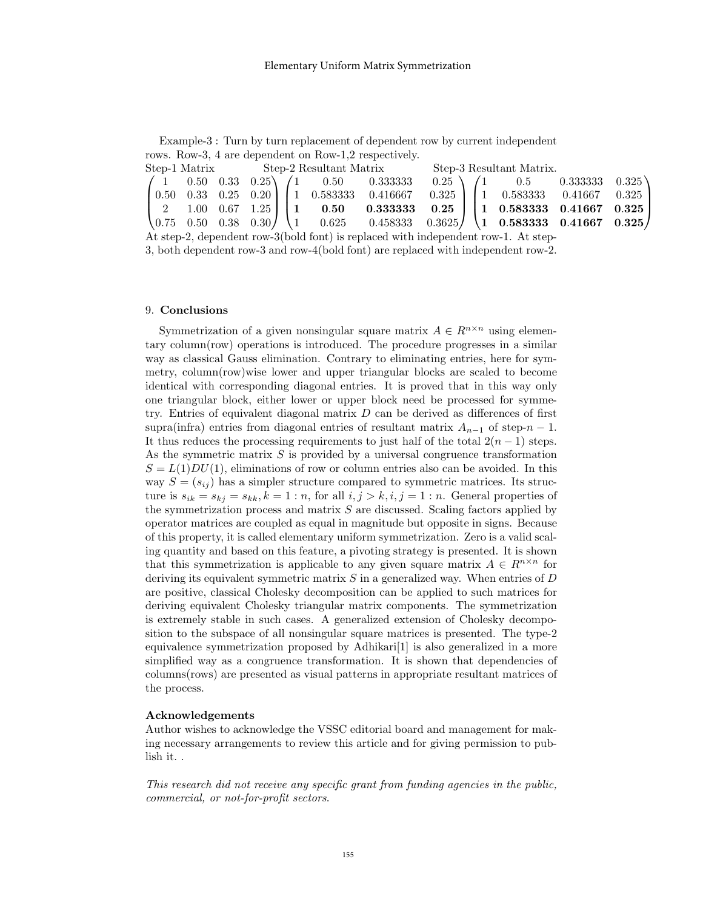Example-3 : Turn by turn replacement of dependent row by current independent rows. Row-3, 4 are dependent on Row-1,2 respectively.

Step-1 Matrix Step-2 Resultant Matrix Step-3 Resultant Matrix.

$$
\begin{pmatrix} 1 & 0.50 & 0.33 & 0.25 \\ 0.50 & 0.33 & 0.25 & 0.20 \\ 2 & 1.00 & 0.67 & 1.25 \\ 0.75 & 0.50 & 0.38 & 0.30 \end{pmatrix}
\begin{pmatrix} 1 & 0.50 & 0.333333 & 0.25 \\ 1 & 0.583333 & 0.416667 & 0.325 \\ \mathbf{1} & \mathbf{0.50} & \mathbf{0.333333} & \mathbf{0.25} \\ 1 & 0.625 & 0.458333 & 0.3625 \end{pmatrix}
\begin{pmatrix} 1 & 0.5 & 0.333333 & 0.325 \\ 1 & 0.583333 & 0.41667 & 0.325 \\ \mathbf{1} & \mathbf{0.583333} & \mathbf{0.41667} & \mathbf{0.325} \\ \mathbf{1} & \mathbf{0.583333} & \mathbf{0.41667} & \mathbf{0.325} \end{pmatrix}
$$

At step-2, dependent row-3(bold font) is replaced with independent row-1. At step-3, both dependent row-3 and row-4(bold font) are replaced with independent row-2.

## 9. **Conclusions**

Symmetrization of a given nonsingular square matrix $A \in R^{n\times n}$ using elementary column(row) operations is introduced. The procedure progresses in a similar way as classical Gauss elimination. Contrary to eliminating entries, here for symmetry, column(row)wise lower and upper triangular blocks are scaled to become identical with corresponding diagonal entries. It is proved that in this way only one triangular block, either lower or upper block need be processed for symmetry. Entries of equivalent diagonal matrix $D$ can be derived as differences of first supra(infra) entries from diagonal entries of resultant matrix $A_{n-1}$ of step-$n-1$. It thus reduces the processing requirements to just half of the total $2(n-1)$ steps. As the symmetric matrix $S$ is provided by a universal congruence transformation $S = L(1)DU(1)$, eliminations of row or column entries also can be avoided. In this way $S = (s_{ij})$ has a simpler structure compared to symmetric matrices. Its structure is $s_{ik} = s_{kj} = s_{kk}, k = 1 : n$, for all $i, j > k, i, j = 1 : n$. General properties of the symmetrization process and matrix $S$ are discussed. Scaling factors applied by operator matrices are coupled as equal in magnitude but opposite in signs. Because of this property, it is called elementary uniform symmetrization. Zero is a valid scaling quantity and based on this feature, a pivoting strategy is presented. It is shown that this symmetrization is applicable to any given square matrix $A \in R^{n\times n}$ for deriving its equivalent symmetric matrix $S$ in a generalized way. When entries of $D$ are positive, classical Cholesky decomposition can be applied to such matrices for deriving equivalent Cholesky triangular matrix components. The symmetrization is extremely stable in such cases. A generalized extension of Cholesky decomposition to the subspace of all nonsingular square matrices is presented. The type-2 equivalence symmetrization proposed by Adhikari[1] is also generalized in a more simplified way as a congruence transformation. It is shown that dependencies of columns(rows) are presented as visual patterns in appropriate resultant matrices of the process.

### Acknowledgements

Author wishes to acknowledge the VSSC editorial board and management for making necessary arrangements to review this article and for giving permission to publish it. .

*This research did not receive any specific grant from funding agencies in the public, commercial, or not-for-profit sectors.*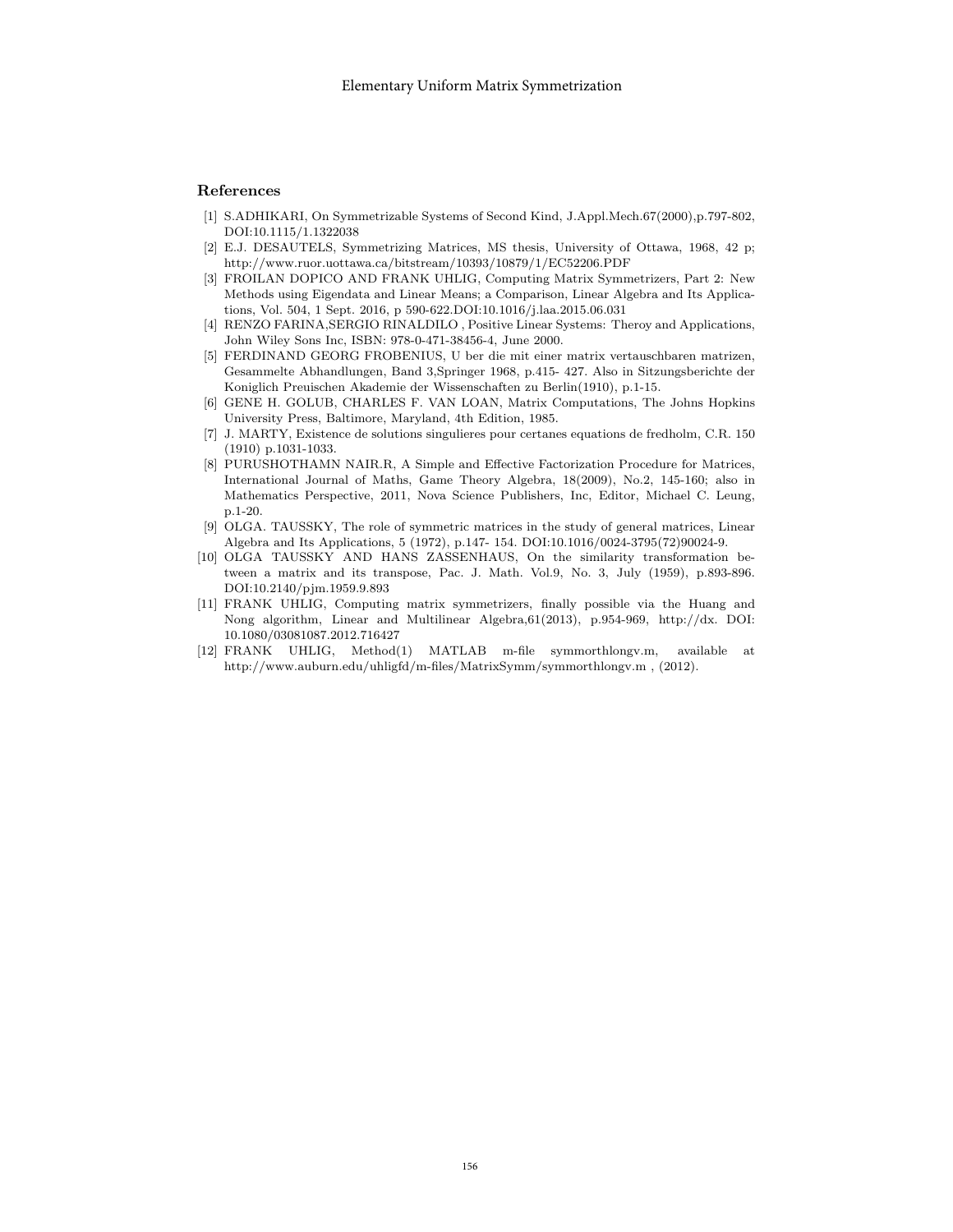## References

[1] S.ADHIKARI, On Symmetrizable Systems of Second Kind, J.Appl.Mech.67(2000),p.797-802, DOI:10.1115/1.1322038

[2] E.J. DESAUTELS, Symmetrizing Matrices, MS thesis, University of Ottawa, 1968, 42 p; http://www.ruor.uottawa.ca/bitstream/10393/10879/1/EC52206.PDF

[3] FROILAN DOPICO AND FRANK UHLIG, Computing Matrix Symmetrizers, Part 2: New Methods using Eigendata and Linear Means; a Comparison, Linear Algebra and Its Applications, Vol. 504, 1 Sept. 2016, p 590-622.DOI:10.1016/j.laa.2015.06.031

[4] RENZO FARINA,SERGIO RINALDILO , Positive Linear Systems: Theroy and Applications, John Wiley Sons Inc, ISBN: 978-0-471-38456-4, June 2000.

[5] FERDINAND GEORG FROBENIUS, U ber die mit einer matrix vertauschbaren matrizen, Gesammelte Abhandlungen, Band 3,Springer 1968, p.415- 427. Also in Sitzungsberichte der Koniglich Preuischen Akademie der Wissenschaften zu Berlin(1910), p.1-15.

[6] GENE H. GOLUB, CHARLES F. VAN LOAN, Matrix Computations, The Johns Hopkins University Press, Baltimore, Maryland, 4th Edition, 1985.

[7] J. MARTY, Existence de solutions singulieres pour certanes equations de fredholm, C.R. 150 (1910) p.1031-1033.

[8] PURUSHOTHAMN NAIR.R, A Simple and Effective Factorization Procedure for Matrices, International Journal of Maths, Game Theory Algebra, 18(2009), No.2, 145-160; also in Mathematics Perspective, 2011, Nova Science Publishers, Inc, Editor, Michael C. Leung, p.1-20.

[9] OLGA. TAUSSKY, The role of symmetric matrices in the study of general matrices, Linear Algebra and Its Applications, 5 (1972), p.147- 154. DOI:10.1016/0024-3795(72)90024-9.

[10] OLGA TAUSSKY AND HANS ZASSENHAUS, On the similarity transformation between a matrix and its transpose, Pac. J. Math. Vol.9, No. 3, July (1959), p.893-896. DOI:10.2140/pjm.1959.9.893

[11] FRANK UHLIG, Computing matrix symmetrizers, finally possible via the Huang and Nong algorithm, Linear and Multilinear Algebra,61(2013), p.954-969, http://dx. DOI: 10.1080/03081087.2012.716427

[12] FRANK UHLIG, Method(1) MATLAB m-file symmorthlongv.m, available at http://www.auburn.edu/uhligfd/m-files/MatrixSymm/symmorthlongv.m , (2012).